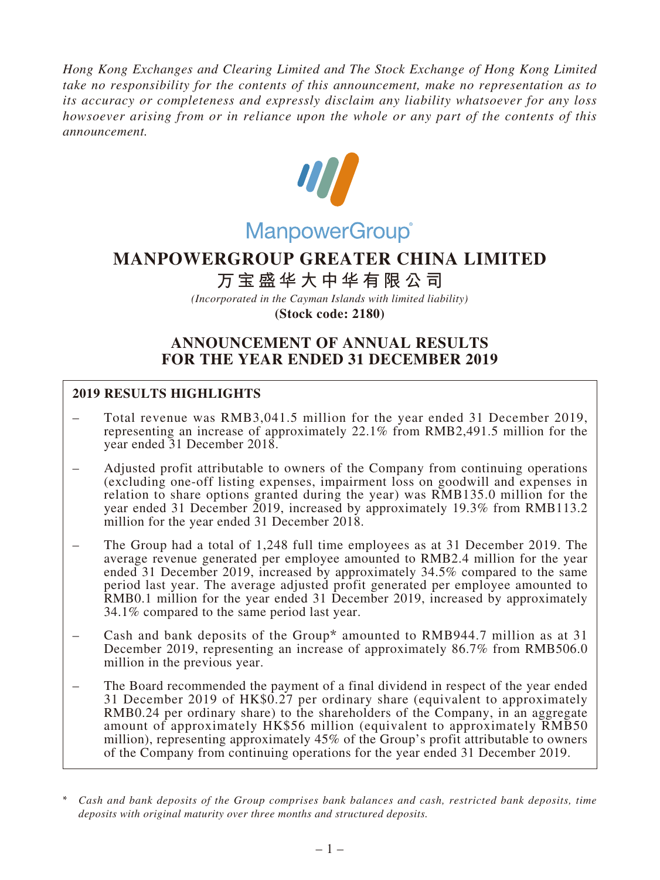*Hong Kong Exchanges and Clearing Limited and The Stock Exchange of Hong Kong Limited take no responsibility for the contents of this announcement, make no representation as to its accuracy or completeness and expressly disclaim any liability whatsoever for any loss howsoever arising from or in reliance upon the whole or any part of the contents of this announcement.*

ManpowerGroup®

# MANPOWERGROUP GREATER CHINA LIMITED

# 万宝盛华大中华有限公司

*(Incorporated in the Cayman Islands with limited liability)*

**(Stock code: 2180)**

## ANNOUNCEMENT OF ANNUAL RESULTS FOR THE YEAR ENDED 31 DECEMBER 2019

### 2019 RESULTS HIGHLIGHTS

- Total revenue was RMB3,041.5 million for the year ended 31 December 2019, representing an increase of approximately 22.1% from RMB2,491.5 million for the year ended 31 December 2018.
- Adjusted profit attributable to owners of the Company from continuing operations (excluding one-off listing expenses, impairment loss on goodwill and expenses in relation to share options granted during the year) was RMB135.0 million for the year ended 31 December 2019, increased by approximately 19.3% from RMB113.2 million for the year ended 31 December 2018.
- The Group had a total of 1,248 full time employees as at 31 December 2019. The average revenue generated per employee amounted to RMB2.4 million for the year ended 31 December 2019, increased by approximately 34.5% compared to the same period last year. The average adjusted profit generated per employee amounted to RMB0.1 million for the year ended 31 December 2019, increased by approximately 34.1% compared to the same period last year.
- Cash and bank deposits of the Group* amounted to RMB944.7 million as at 31 December 2019, representing an increase of approximately 86.7% from RMB506.0 million in the previous year.
- The Board recommended the payment of a final dividend in respect of the year ended 31 December 2019 of HK$0.27 per ordinary share (equivalent to approximately RMB0.24 per ordinary share) to the shareholders of the Company, in an aggregate amount of approximately HK$56 million (equivalent to approximately RMB50 million), representing approximately 45% of the Group's profit attributable to owners of the Company from continuing operations for the year ended 31 December 2019.

\* *Cash and bank deposits of the Group comprises bank balances and cash, restricted bank deposits, time deposits with original maturity over three months and structured deposits.*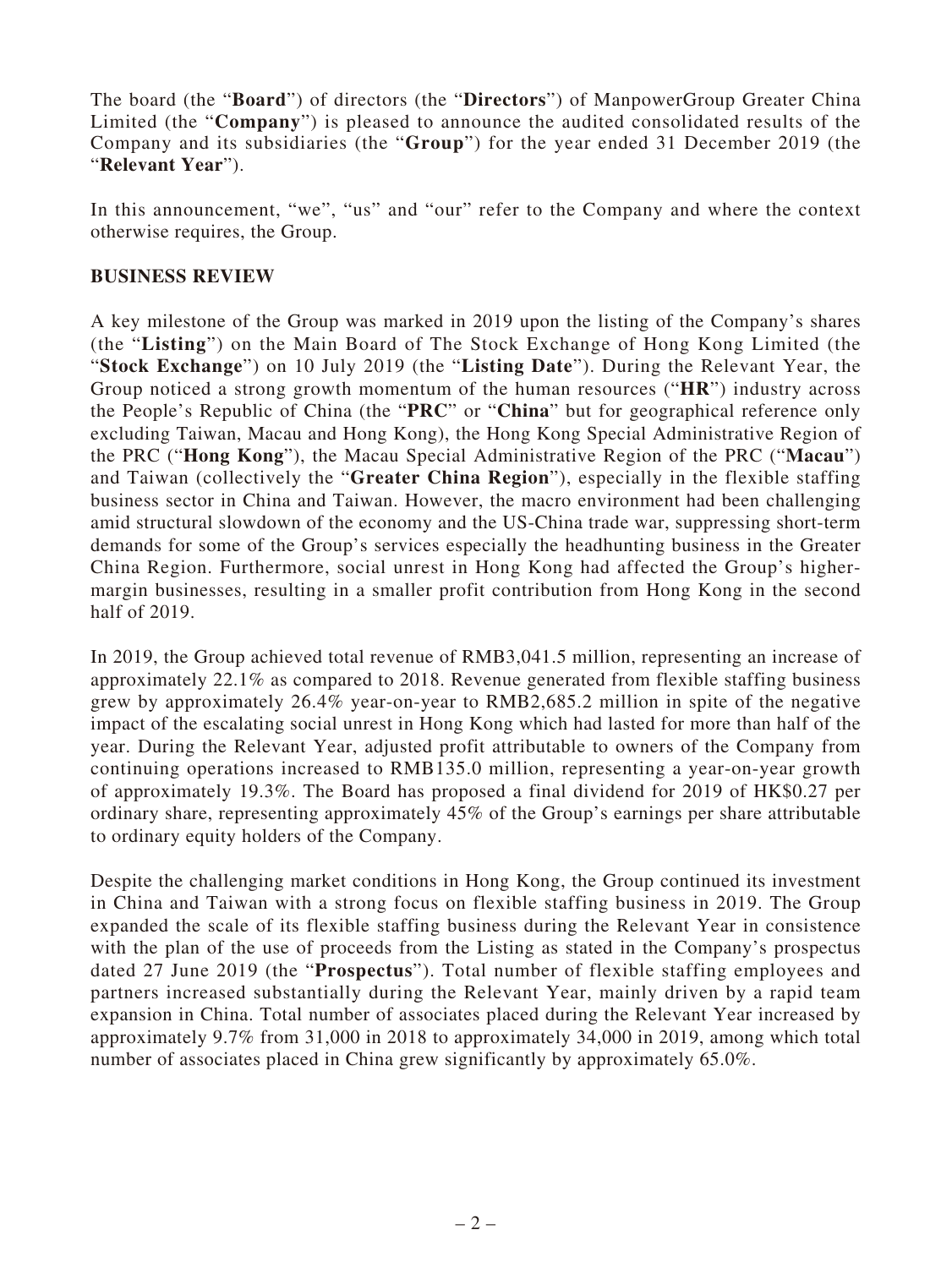The board (the "**Board**") of directors (the "**Directors**") of ManpowerGroup Greater China Limited (the "**Company**") is pleased to announce the audited consolidated results of the Company and its subsidiaries (the "**Group**") for the year ended 31 December 2019 (the "**Relevant Year**").

In this announcement, "we", "us" and "our" refer to the Company and where the context otherwise requires, the Group.

## BUSINESS REVIEW

A key milestone of the Group was marked in 2019 upon the listing of the Company's shares (the "**Listing**") on the Main Board of The Stock Exchange of Hong Kong Limited (the "**Stock Exchange**") on 10 July 2019 (the "**Listing Date**"). During the Relevant Year, the Group noticed a strong growth momentum of the human resources ("**HR**") industry across the People's Republic of China (the "**PRC**" or "**China**" but for geographical reference only excluding Taiwan, Macau and Hong Kong), the Hong Kong Special Administrative Region of the PRC ("**Hong Kong**"), the Macau Special Administrative Region of the PRC ("**Macau**") and Taiwan (collectively the "**Greater China Region**"), especially in the flexible staffing business sector in China and Taiwan. However, the macro environment had been challenging amid structural slowdown of the economy and the US-China trade war, suppressing short-term demands for some of the Group's services especially the headhunting business in the Greater China Region. Furthermore, social unrest in Hong Kong had affected the Group's higher-margin businesses, resulting in a smaller profit contribution from Hong Kong in the second half of 2019.

In 2019, the Group achieved total revenue of RMB3,041.5 million, representing an increase of approximately 22.1% as compared to 2018. Revenue generated from flexible staffing business grew by approximately 26.4% year-on-year to RMB2,685.2 million in spite of the negative impact of the escalating social unrest in Hong Kong which had lasted for more than half of the year. During the Relevant Year, adjusted profit attributable to owners of the Company from continuing operations increased to RMB135.0 million, representing a year-on-year growth of approximately 19.3%. The Board has proposed a final dividend for 2019 of HK$0.27 per ordinary share, representing approximately 45% of the Group's earnings per share attributable to ordinary equity holders of the Company.

Despite the challenging market conditions in Hong Kong, the Group continued its investment in China and Taiwan with a strong focus on flexible staffing business in 2019. The Group expanded the scale of its flexible staffing business during the Relevant Year in consistence with the plan of the use of proceeds from the Listing as stated in the Company's prospectus dated 27 June 2019 (the "**Prospectus**"). Total number of flexible staffing employees and partners increased substantially during the Relevant Year, mainly driven by a rapid team expansion in China. Total number of associates placed during the Relevant Year increased by approximately 9.7% from 31,000 in 2018 to approximately 34,000 in 2019, among which total number of associates placed in China grew significantly by approximately 65.0%.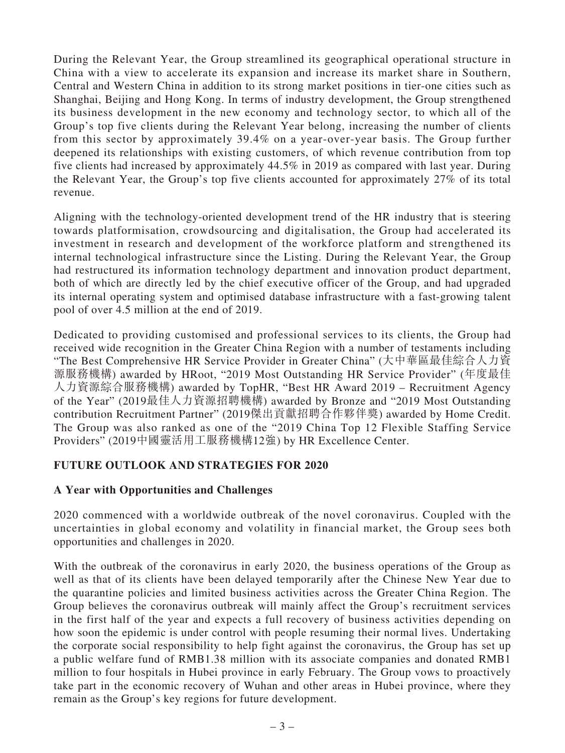During the Relevant Year, the Group streamlined its geographical operational structure in China with a view to accelerate its expansion and increase its market share in Southern, Central and Western China in addition to its strong market positions in tier-one cities such as Shanghai, Beijing and Hong Kong. In terms of industry development, the Group strengthened its business development in the new economy and technology sector, to which all of the Group's top five clients during the Relevant Year belong, increasing the number of clients from this sector by approximately 39.4% on a year-over-year basis. The Group further deepened its relationships with existing customers, of which revenue contribution from top five clients had increased by approximately 44.5% in 2019 as compared with last year. During the Relevant Year, the Group's top five clients accounted for approximately 27% of its total revenue.

Aligning with the technology-oriented development trend of the HR industry that is steering towards platformisation, crowdsourcing and digitalisation, the Group had accelerated its investment in research and development of the workforce platform and strengthened its internal technological infrastructure since the Listing. During the Relevant Year, the Group had restructured its information technology department and innovation product department, both of which are directly led by the chief executive officer of the Group, and had upgraded its internal operating system and optimised database infrastructure with a fast-growing talent pool of over 4.5 million at the end of 2019.

Dedicated to providing customised and professional services to its clients, the Group had received wide recognition in the Greater China Region with a number of testaments including "The Best Comprehensive HR Service Provider in Greater China" (大中華區最佳綜合人力資源服務機構) awarded by HRoot, "2019 Most Outstanding HR Service Provider" (年度最佳人力資源綜合服務機構) awarded by TopHR, "Best HR Award 2019 – Recruitment Agency of the Year" (2019最佳人力資源招聘機構) awarded by Bronze and "2019 Most Outstanding contribution Recruitment Partner" (2019傑出貢獻招聘合作夥伴獎) awarded by Home Credit. The Group was also ranked as one of the "2019 China Top 12 Flexible Staffing Service Providers" (2019中國靈活用工服務機構12強) by HR Excellence Center.

## FUTURE OUTLOOK AND STRATEGIES FOR 2020

### A Year with Opportunities and Challenges

2020 commenced with a worldwide outbreak of the novel coronavirus. Coupled with the uncertainties in global economy and volatility in financial market, the Group sees both opportunities and challenges in 2020.

With the outbreak of the coronavirus in early 2020, the business operations of the Group as well as that of its clients have been delayed temporarily after the Chinese New Year due to the quarantine policies and limited business activities across the Greater China Region. The Group believes the coronavirus outbreak will mainly affect the Group's recruitment services in the first half of the year and expects a full recovery of business activities depending on how soon the epidemic is under control with people resuming their normal lives. Undertaking the corporate social responsibility to help fight against the coronavirus, the Group has set up a public welfare fund of RMB1.38 million with its associate companies and donated RMB1 million to four hospitals in Hubei province in early February. The Group vows to proactively take part in the economic recovery of Wuhan and other areas in Hubei province, where they remain as the Group's key regions for future development.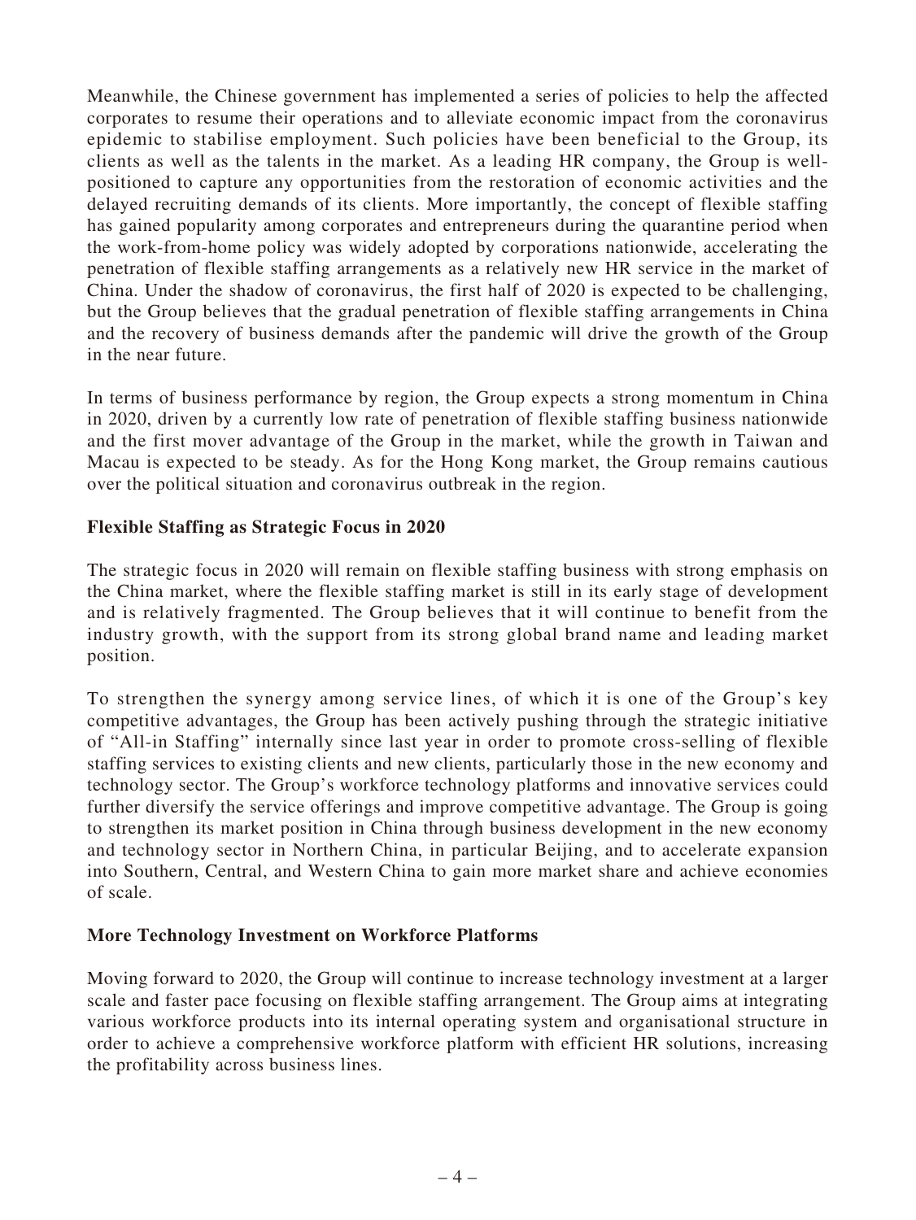Meanwhile, the Chinese government has implemented a series of policies to help the affected corporates to resume their operations and to alleviate economic impact from the coronavirus epidemic to stabilise employment. Such policies have been beneficial to the Group, its clients as well as the talents in the market. As a leading HR company, the Group is well-positioned to capture any opportunities from the restoration of economic activities and the delayed recruiting demands of its clients. More importantly, the concept of flexible staffing has gained popularity among corporates and entrepreneurs during the quarantine period when the work-from-home policy was widely adopted by corporations nationwide, accelerating the penetration of flexible staffing arrangements as a relatively new HR service in the market of China. Under the shadow of coronavirus, the first half of 2020 is expected to be challenging, but the Group believes that the gradual penetration of flexible staffing arrangements in China and the recovery of business demands after the pandemic will drive the growth of the Group in the near future.

In terms of business performance by region, the Group expects a strong momentum in China in 2020, driven by a currently low rate of penetration of flexible staffing business nationwide and the first mover advantage of the Group in the market, while the growth in Taiwan and Macau is expected to be steady. As for the Hong Kong market, the Group remains cautious over the political situation and coronavirus outbreak in the region.

**Flexible Staffing as Strategic Focus in 2020**

The strategic focus in 2020 will remain on flexible staffing business with strong emphasis on the China market, where the flexible staffing market is still in its early stage of development and is relatively fragmented. The Group believes that it will continue to benefit from the industry growth, with the support from its strong global brand name and leading market position.

To strengthen the synergy among service lines, of which it is one of the Group's key competitive advantages, the Group has been actively pushing through the strategic initiative of "All-in Staffing" internally since last year in order to promote cross-selling of flexible staffing services to existing clients and new clients, particularly those in the new economy and technology sector. The Group's workforce technology platforms and innovative services could further diversify the service offerings and improve competitive advantage. The Group is going to strengthen its market position in China through business development in the new economy and technology sector in Northern China, in particular Beijing, and to accelerate expansion into Southern, Central, and Western China to gain more market share and achieve economies of scale.

**More Technology Investment on Workforce Platforms**

Moving forward to 2020, the Group will continue to increase technology investment at a larger scale and faster pace focusing on flexible staffing arrangement. The Group aims at integrating various workforce products into its internal operating system and organisational structure in order to achieve a comprehensive workforce platform with efficient HR solutions, increasing the profitability across business lines.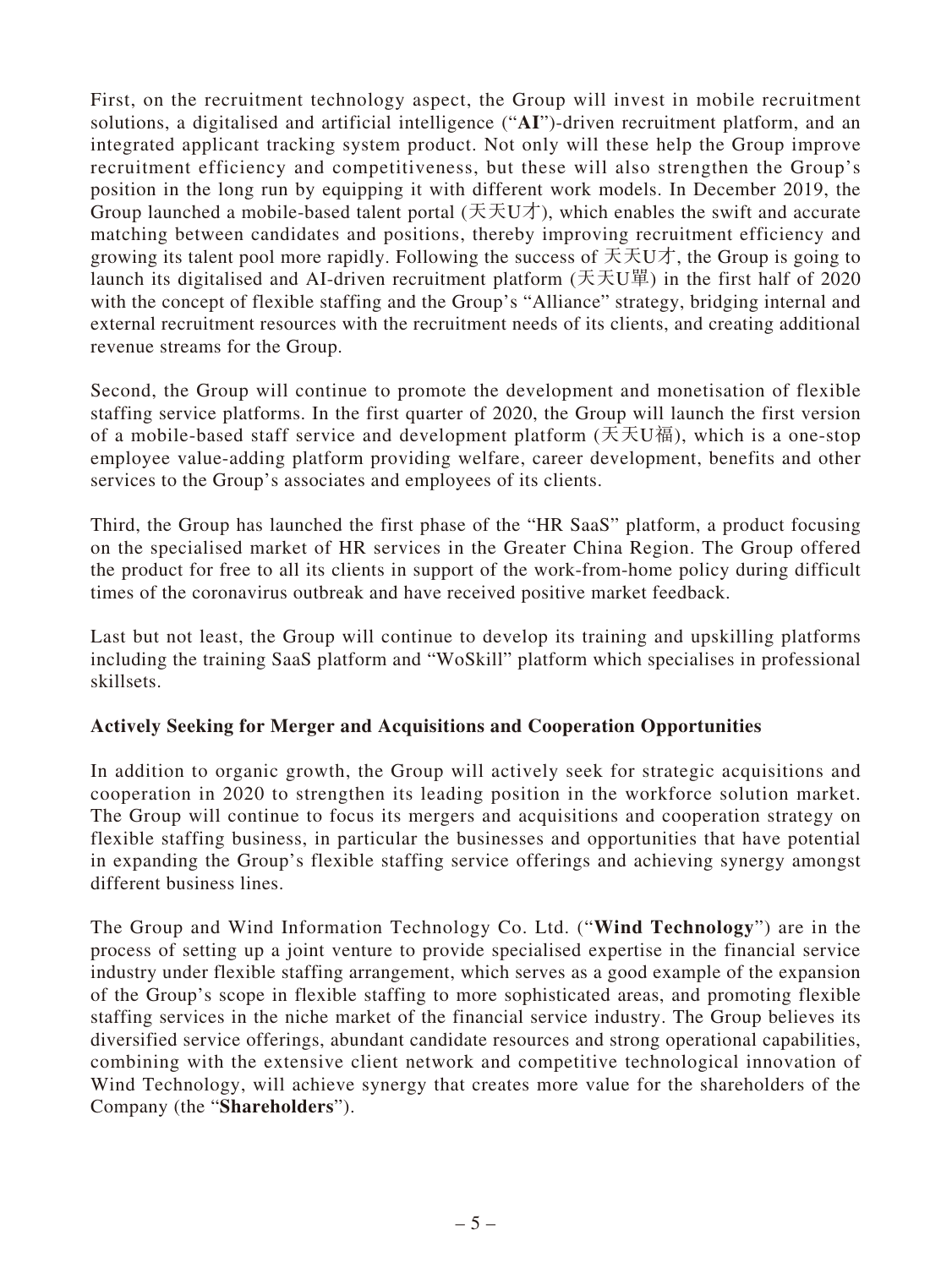First, on the recruitment technology aspect, the Group will invest in mobile recruitment solutions, a digitalised and artificial intelligence ("**AI**")-driven recruitment platform, and an integrated applicant tracking system product. Not only will these help the Group improve recruitment efficiency and competitiveness, but these will also strengthen the Group's position in the long run by equipping it with different work models. In December 2019, the Group launched a mobile-based talent portal (天天U才), which enables the swift and accurate matching between candidates and positions, thereby improving recruitment efficiency and growing its talent pool more rapidly. Following the success of 天天U才, the Group is going to launch its digitalised and AI-driven recruitment platform (天天U單) in the first half of 2020 with the concept of flexible staffing and the Group's "Alliance" strategy, bridging internal and external recruitment resources with the recruitment needs of its clients, and creating additional revenue streams for the Group.

Second, the Group will continue to promote the development and monetisation of flexible staffing service platforms. In the first quarter of 2020, the Group will launch the first version of a mobile-based staff service and development platform (天天U福), which is a one-stop employee value-adding platform providing welfare, career development, benefits and other services to the Group's associates and employees of its clients.

Third, the Group has launched the first phase of the "HR SaaS" platform, a product focusing on the specialised market of HR services in the Greater China Region. The Group offered the product for free to all its clients in support of the work-from-home policy during difficult times of the coronavirus outbreak and have received positive market feedback.

Last but not least, the Group will continue to develop its training and upskilling platforms including the training SaaS platform and "WoSkill" platform which specialises in professional skillsets.

**Actively Seeking for Merger and Acquisitions and Cooperation Opportunities**

In addition to organic growth, the Group will actively seek for strategic acquisitions and cooperation in 2020 to strengthen its leading position in the workforce solution market. The Group will continue to focus its mergers and acquisitions and cooperation strategy on flexible staffing business, in particular the businesses and opportunities that have potential in expanding the Group's flexible staffing service offerings and achieving synergy amongst different business lines.

The Group and Wind Information Technology Co. Ltd. ("**Wind Technology**") are in the process of setting up a joint venture to provide specialised expertise in the financial service industry under flexible staffing arrangement, which serves as a good example of the expansion of the Group's scope in flexible staffing to more sophisticated areas, and promoting flexible staffing services in the niche market of the financial service industry. The Group believes its diversified service offerings, abundant candidate resources and strong operational capabilities, combining with the extensive client network and competitive technological innovation of Wind Technology, will achieve synergy that creates more value for the shareholders of the Company (the "**Shareholders**").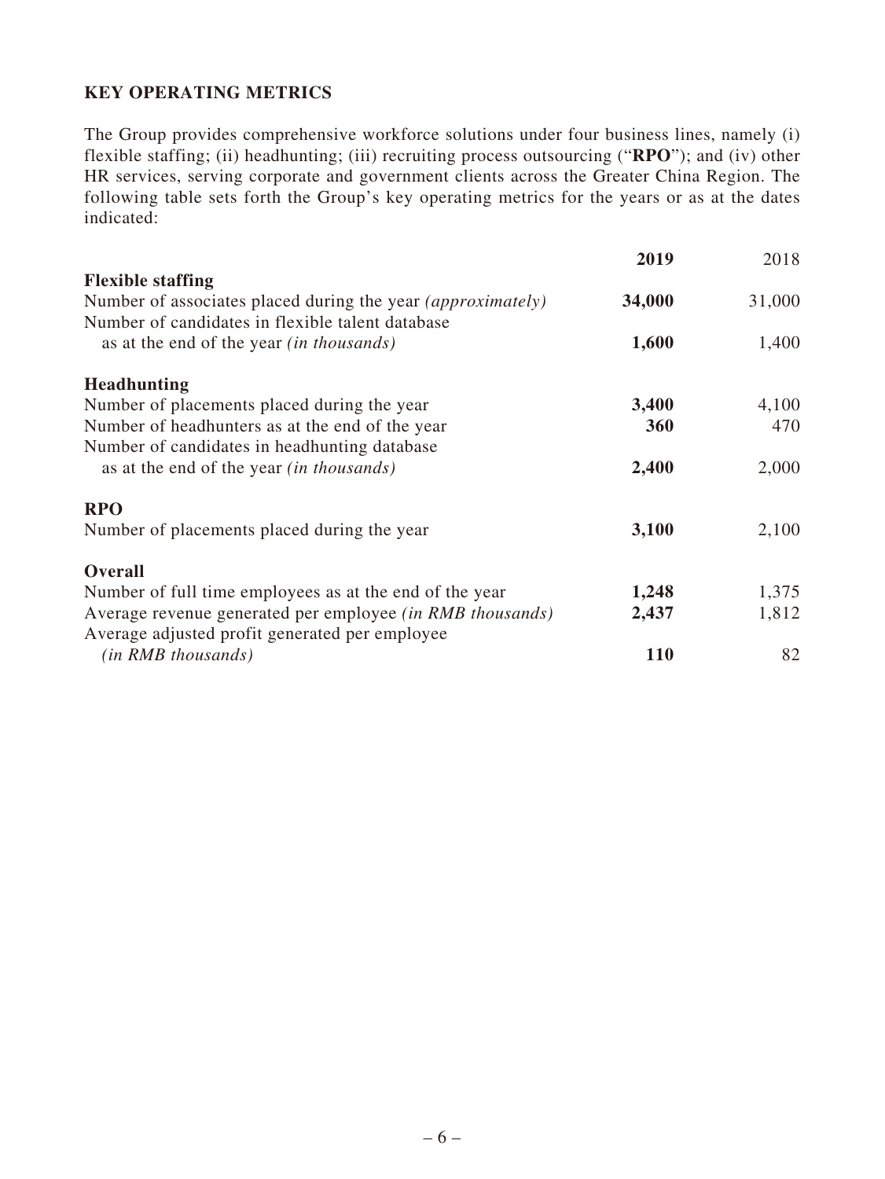## KEY OPERATING METRICS

The Group provides comprehensive workforce solutions under four business lines, namely (i) flexible staffing; (ii) headhunting; (iii) recruiting process outsourcing ("**RPO**"); and (iv) other HR services, serving corporate and government clients across the Greater China Region. The following table sets forth the Group's key operating metrics for the years or as at the dates indicated:

| | **2019** | 2018 |
|---|---|---|
| **Flexible staffing** | | |
| Number of associates placed during the year *(approximately)* | **34,000** | 31,000 |
| Number of candidates in flexible talent database as at the end of the year *(in thousands)* | **1,600** | 1,400 |
| **Headhunting** | | |
| Number of placements placed during the year | **3,400** | 4,100 |
| Number of headhunters as at the end of the year | **360** | 470 |
| Number of candidates in headhunting database as at the end of the year *(in thousands)* | **2,400** | 2,000 |
| **RPO** | | |
| Number of placements placed during the year | **3,100** | 2,100 |
| **Overall** | | |
| Number of full time employees as at the end of the year | **1,248** | 1,375 |
| Average revenue generated per employee *(in RMB thousands)* | **2,437** | 1,812 |
| Average adjusted profit generated per employee *(in RMB thousands)* | **110** | 82 |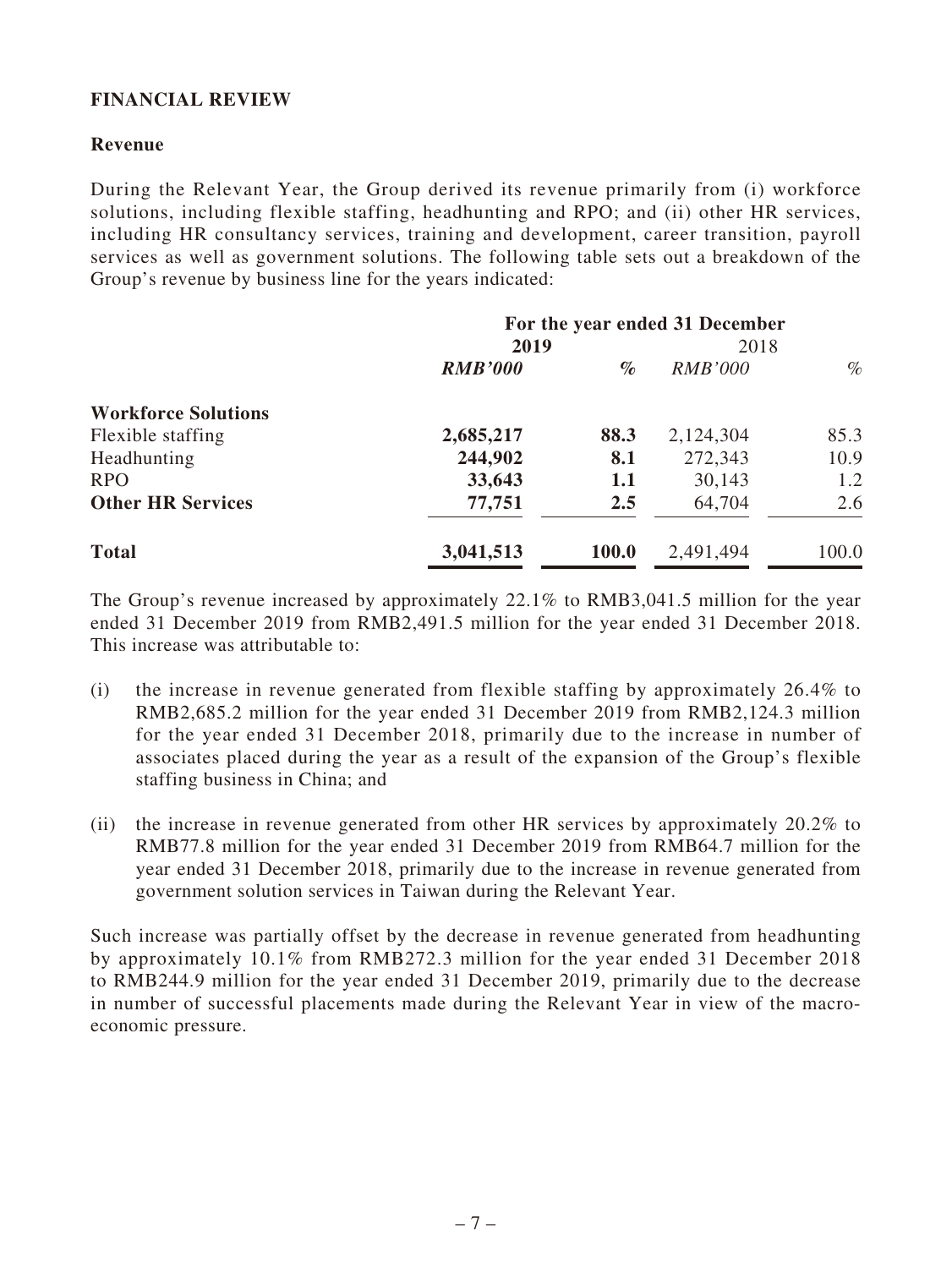## FINANCIAL REVIEW

### Revenue

During the Relevant Year, the Group derived its revenue primarily from (i) workforce solutions, including flexible staffing, headhunting and RPO; and (ii) other HR services, including HR consultancy services, training and development, career transition, payroll services as well as government solutions. The following table sets out a breakdown of the Group's revenue by business line for the years indicated:

| | For the year ended 31 December | | | |
|---|---|---|---|---|
| | **2019** | | 2018 | |
| | ***RMB'000*** | ***%*** | *RMB'000* | *%* |
| **Workforce Solutions** | | | | |
| Flexible staffing | **2,685,217** | **88.3** | 2,124,304 | 85.3 |
| Headhunting | **244,902** | **8.1** | 272,343 | 10.9 |
| RPO | **33,643** | **1.1** | 30,143 | 1.2 |
| **Other HR Services** | **77,751** | **2.5** | 64,704 | 2.6 |
| **Total** | **3,041,513** | **100.0** | 2,491,494 | 100.0 |

The Group's revenue increased by approximately 22.1% to RMB3,041.5 million for the year ended 31 December 2019 from RMB2,491.5 million for the year ended 31 December 2018. This increase was attributable to:

(i) the increase in revenue generated from flexible staffing by approximately 26.4% to RMB2,685.2 million for the year ended 31 December 2019 from RMB2,124.3 million for the year ended 31 December 2018, primarily due to the increase in number of associates placed during the year as a result of the expansion of the Group's flexible staffing business in China; and

(ii) the increase in revenue generated from other HR services by approximately 20.2% to RMB77.8 million for the year ended 31 December 2019 from RMB64.7 million for the year ended 31 December 2018, primarily due to the increase in revenue generated from government solution services in Taiwan during the Relevant Year.

Such increase was partially offset by the decrease in revenue generated from headhunting by approximately 10.1% from RMB272.3 million for the year ended 31 December 2018 to RMB244.9 million for the year ended 31 December 2019, primarily due to the decrease in number of successful placements made during the Relevant Year in view of the macro-economic pressure.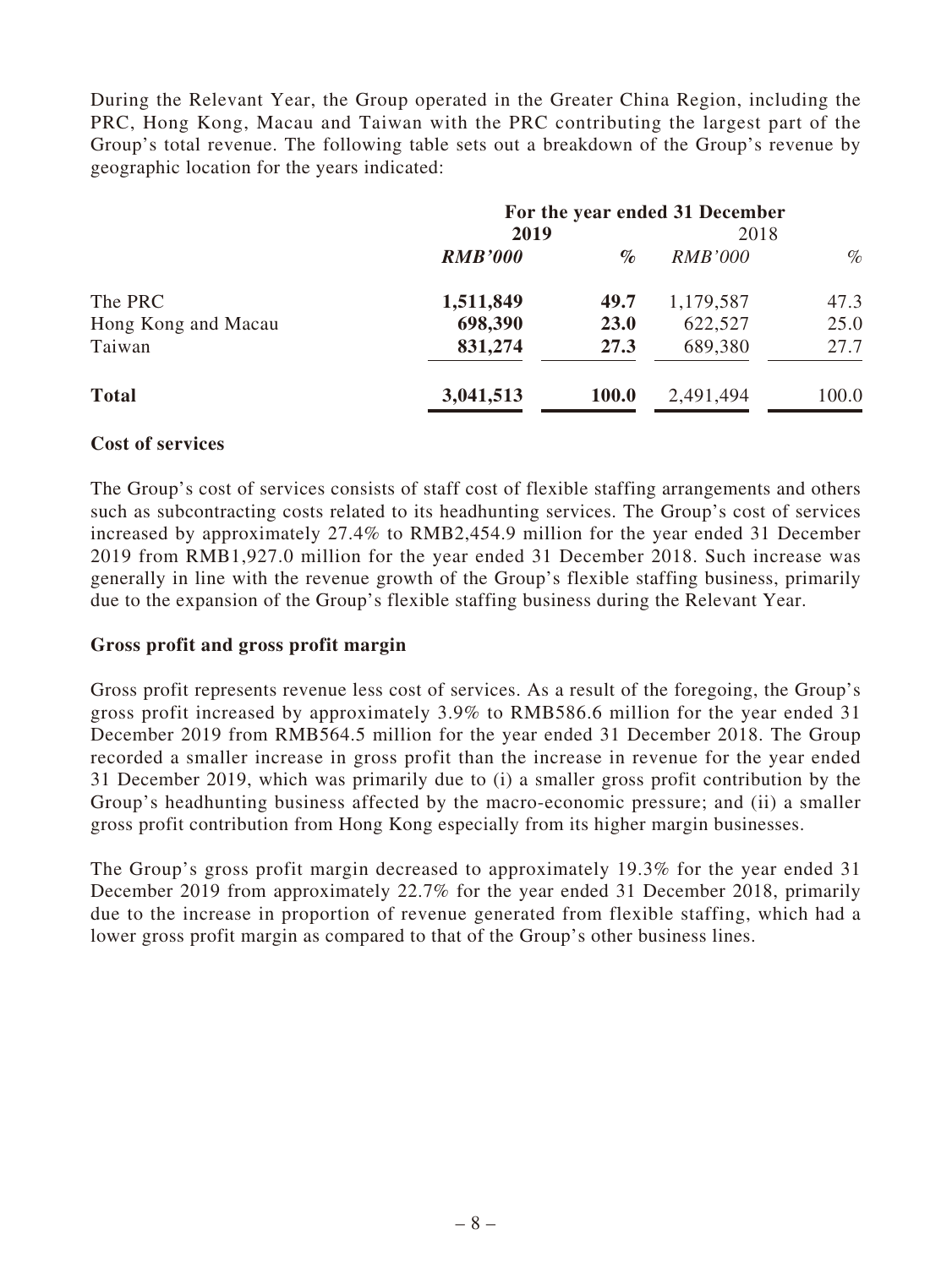During the Relevant Year, the Group operated in the Greater China Region, including the PRC, Hong Kong, Macau and Taiwan with the PRC contributing the largest part of the Group's total revenue. The following table sets out a breakdown of the Group's revenue by geographic location for the years indicated:

| | For the year ended 31 December | | | |
|---|---|---|---|---|
| | **2019** | | 2018 | |
| | ***RMB'000*** | ***%*** | *RMB'000* | *%* |
| The PRC | **1,511,849** | **49.7** | 1,179,587 | 47.3 |
| Hong Kong and Macau | **698,390** | **23.0** | 622,527 | 25.0 |
| Taiwan | **831,274** | **27.3** | 689,380 | 27.7 |
| **Total** | **3,041,513** | **100.0** | 2,491,494 | 100.0 |

### Cost of services

The Group's cost of services consists of staff cost of flexible staffing arrangements and others such as subcontracting costs related to its headhunting services. The Group's cost of services increased by approximately 27.4% to RMB2,454.9 million for the year ended 31 December 2019 from RMB1,927.0 million for the year ended 31 December 2018. Such increase was generally in line with the revenue growth of the Group's flexible staffing business, primarily due to the expansion of the Group's flexible staffing business during the Relevant Year.

### Gross profit and gross profit margin

Gross profit represents revenue less cost of services. As a result of the foregoing, the Group's gross profit increased by approximately 3.9% to RMB586.6 million for the year ended 31 December 2019 from RMB564.5 million for the year ended 31 December 2018. The Group recorded a smaller increase in gross profit than the increase in revenue for the year ended 31 December 2019, which was primarily due to (i) a smaller gross profit contribution by the Group's headhunting business affected by the macro-economic pressure; and (ii) a smaller gross profit contribution from Hong Kong especially from its higher margin businesses.

The Group's gross profit margin decreased to approximately 19.3% for the year ended 31 December 2019 from approximately 22.7% for the year ended 31 December 2018, primarily due to the increase in proportion of revenue generated from flexible staffing, which had a lower gross profit margin as compared to that of the Group's other business lines.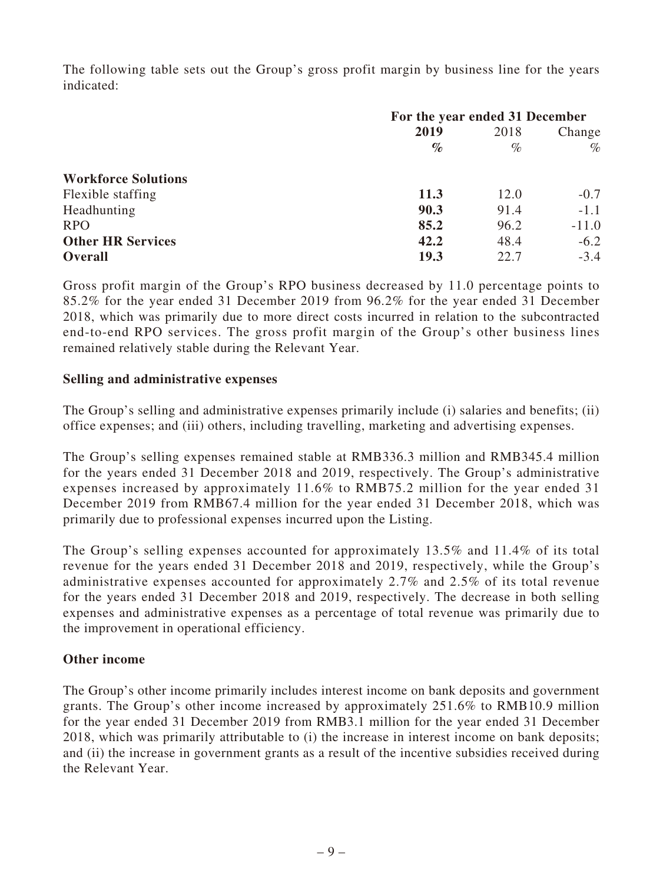The following table sets out the Group's gross profit margin by business line for the years indicated:

| | For the year ended 31 December | | |
|---|---|---|---|
| | **2019** | 2018 | Change |
| | **%** | % | % |
| **Workforce Solutions** | | | |
| Flexible staffing | **11.3** | 12.0 | -0.7 |
| Headhunting | **90.3** | 91.4 | -1.1 |
| RPO | **85.2** | 96.2 | -11.0 |
| **Other HR Services** | **42.2** | 48.4 | -6.2 |
| **Overall** | **19.3** | 22.7 | -3.4 |

Gross profit margin of the Group's RPO business decreased by 11.0 percentage points to 85.2% for the year ended 31 December 2019 from 96.2% for the year ended 31 December 2018, which was primarily due to more direct costs incurred in relation to the subcontracted end-to-end RPO services. The gross profit margin of the Group's other business lines remained relatively stable during the Relevant Year.

**Selling and administrative expenses**

The Group's selling and administrative expenses primarily include (i) salaries and benefits; (ii) office expenses; and (iii) others, including travelling, marketing and advertising expenses.

The Group's selling expenses remained stable at RMB336.3 million and RMB345.4 million for the years ended 31 December 2018 and 2019, respectively. The Group's administrative expenses increased by approximately 11.6% to RMB75.2 million for the year ended 31 December 2019 from RMB67.4 million for the year ended 31 December 2018, which was primarily due to professional expenses incurred upon the Listing.

The Group's selling expenses accounted for approximately 13.5% and 11.4% of its total revenue for the years ended 31 December 2018 and 2019, respectively, while the Group's administrative expenses accounted for approximately 2.7% and 2.5% of its total revenue for the years ended 31 December 2018 and 2019, respectively. The decrease in both selling expenses and administrative expenses as a percentage of total revenue was primarily due to the improvement in operational efficiency.

**Other income**

The Group's other income primarily includes interest income on bank deposits and government grants. The Group's other income increased by approximately 251.6% to RMB10.9 million for the year ended 31 December 2019 from RMB3.1 million for the year ended 31 December 2018, which was primarily attributable to (i) the increase in interest income on bank deposits; and (ii) the increase in government grants as a result of the incentive subsidies received during the Relevant Year.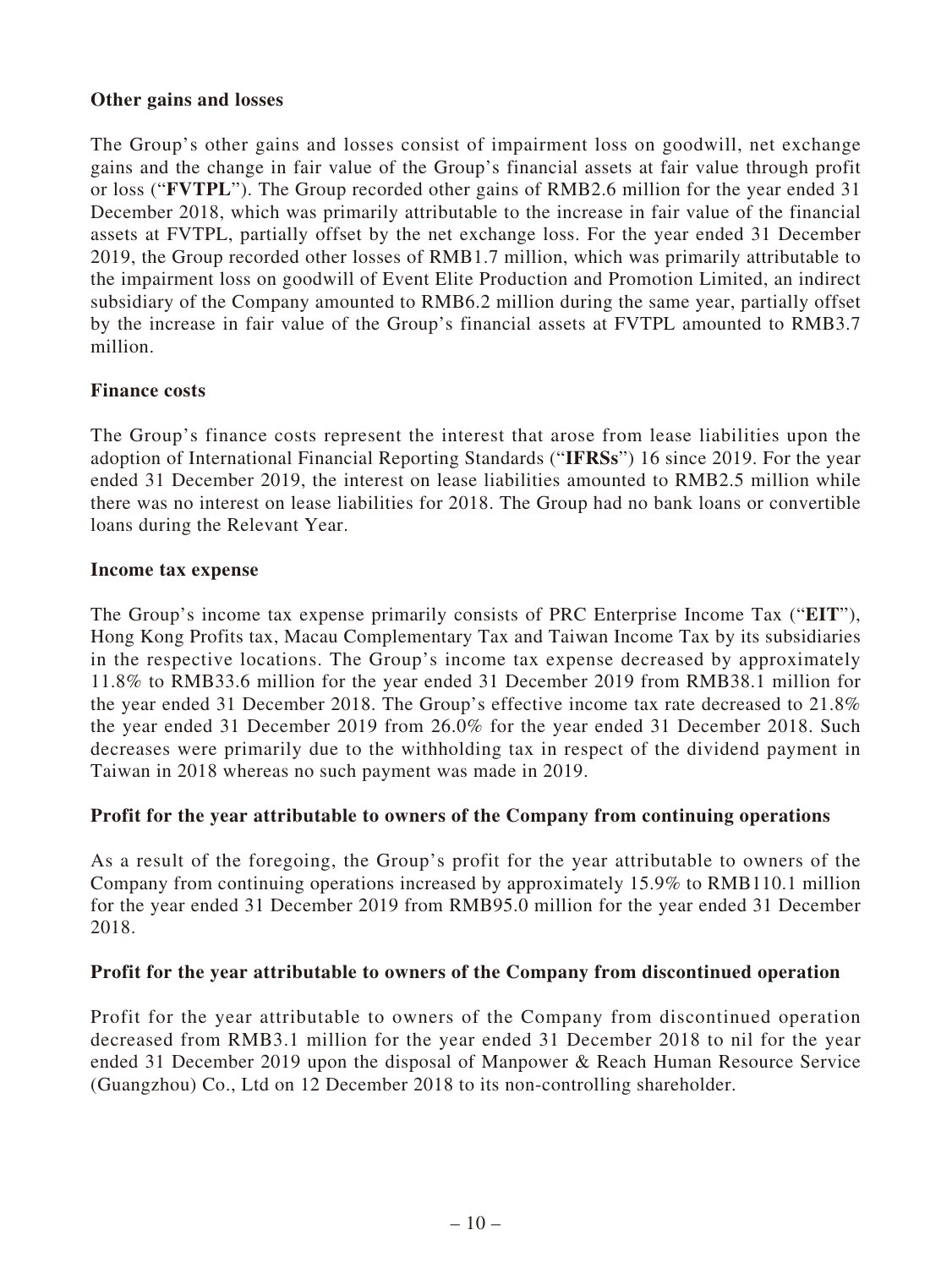**Other gains and losses**

The Group's other gains and losses consist of impairment loss on goodwill, net exchange gains and the change in fair value of the Group's financial assets at fair value through profit or loss ("**FVTPL**"). The Group recorded other gains of RMB2.6 million for the year ended 31 December 2018, which was primarily attributable to the increase in fair value of the financial assets at FVTPL, partially offset by the net exchange loss. For the year ended 31 December 2019, the Group recorded other losses of RMB1.7 million, which was primarily attributable to the impairment loss on goodwill of Event Elite Production and Promotion Limited, an indirect subsidiary of the Company amounted to RMB6.2 million during the same year, partially offset by the increase in fair value of the Group's financial assets at FVTPL amounted to RMB3.7 million.

**Finance costs**

The Group's finance costs represent the interest that arose from lease liabilities upon the adoption of International Financial Reporting Standards ("**IFRSs**") 16 since 2019. For the year ended 31 December 2019, the interest on lease liabilities amounted to RMB2.5 million while there was no interest on lease liabilities for 2018. The Group had no bank loans or convertible loans during the Relevant Year.

**Income tax expense**

The Group's income tax expense primarily consists of PRC Enterprise Income Tax ("**EIT**"), Hong Kong Profits tax, Macau Complementary Tax and Taiwan Income Tax by its subsidiaries in the respective locations. The Group's income tax expense decreased by approximately 11.8% to RMB33.6 million for the year ended 31 December 2019 from RMB38.1 million for the year ended 31 December 2018. The Group's effective income tax rate decreased to 21.8% the year ended 31 December 2019 from 26.0% for the year ended 31 December 2018. Such decreases were primarily due to the withholding tax in respect of the dividend payment in Taiwan in 2018 whereas no such payment was made in 2019.

**Profit for the year attributable to owners of the Company from continuing operations**

As a result of the foregoing, the Group's profit for the year attributable to owners of the Company from continuing operations increased by approximately 15.9% to RMB110.1 million for the year ended 31 December 2019 from RMB95.0 million for the year ended 31 December 2018.

**Profit for the year attributable to owners of the Company from discontinued operation**

Profit for the year attributable to owners of the Company from discontinued operation decreased from RMB3.1 million for the year ended 31 December 2018 to nil for the year ended 31 December 2019 upon the disposal of Manpower & Reach Human Resource Service (Guangzhou) Co., Ltd on 12 December 2018 to its non-controlling shareholder.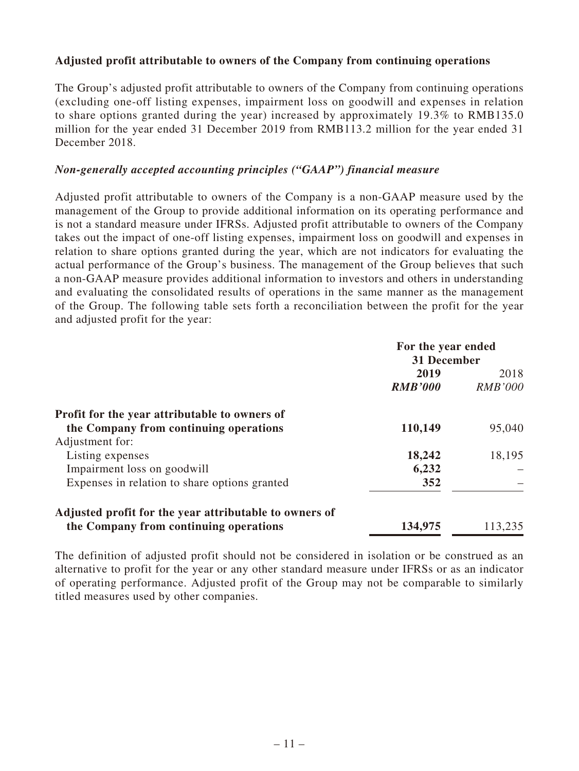**Adjusted profit attributable to owners of the Company from continuing operations**

The Group's adjusted profit attributable to owners of the Company from continuing operations (excluding one-off listing expenses, impairment loss on goodwill and expenses in relation to share options granted during the year) increased by approximately 19.3% to RMB135.0 million for the year ended 31 December 2019 from RMB113.2 million for the year ended 31 December 2018.

***Non-generally accepted accounting principles ("GAAP") financial measure***

Adjusted profit attributable to owners of the Company is a non-GAAP measure used by the management of the Group to provide additional information on its operating performance and is not a standard measure under IFRSs. Adjusted profit attributable to owners of the Company takes out the impact of one-off listing expenses, impairment loss on goodwill and expenses in relation to share options granted during the year, which are not indicators for evaluating the actual performance of the Group's business. The management of the Group believes that such a non-GAAP measure provides additional information to investors and others in understanding and evaluating the consolidated results of operations in the same manner as the management of the Group. The following table sets forth a reconciliation between the profit for the year and adjusted profit for the year:

| | For the year ended 31 December | |
|---|---|---|
| | **2019** | 2018 |
| | ***RMB'000*** | *RMB'000* |
| **Profit for the year attributable to owners of the Company from continuing operations** | **110,149** | 95,040 |
| Adjustment for: | | |
| Listing expenses | **18,242** | 18,195 |
| Impairment loss on goodwill | **6,232** | – |
| Expenses in relation to share options granted | **352** | – |
| **Adjusted profit for the year attributable to owners of the Company from continuing operations** | **134,975** | 113,235 |

The definition of adjusted profit should not be considered in isolation or be construed as an alternative to profit for the year or any other standard measure under IFRSs or as an indicator of operating performance. Adjusted profit of the Group may not be comparable to similarly titled measures used by other companies.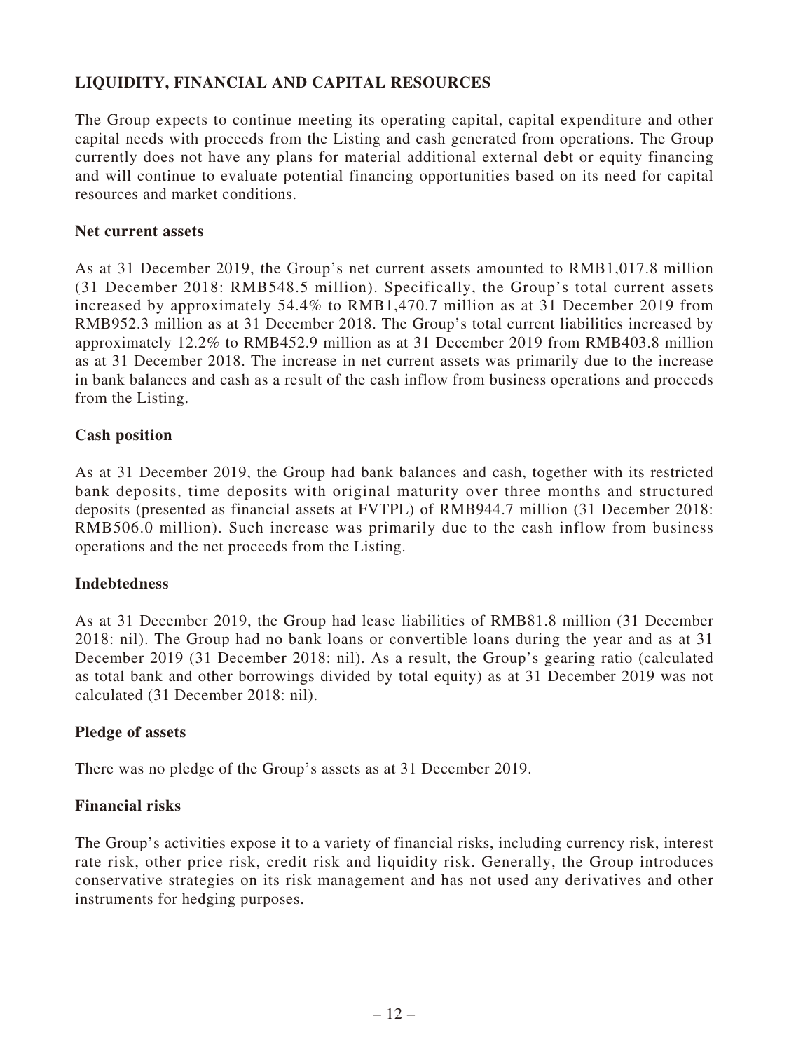## LIQUIDITY, FINANCIAL AND CAPITAL RESOURCES

The Group expects to continue meeting its operating capital, capital expenditure and other capital needs with proceeds from the Listing and cash generated from operations. The Group currently does not have any plans for material additional external debt or equity financing and will continue to evaluate potential financing opportunities based on its need for capital resources and market conditions.

### Net current assets

As at 31 December 2019, the Group's net current assets amounted to RMB1,017.8 million (31 December 2018: RMB548.5 million). Specifically, the Group's total current assets increased by approximately 54.4% to RMB1,470.7 million as at 31 December 2019 from RMB952.3 million as at 31 December 2018. The Group's total current liabilities increased by approximately 12.2% to RMB452.9 million as at 31 December 2019 from RMB403.8 million as at 31 December 2018. The increase in net current assets was primarily due to the increase in bank balances and cash as a result of the cash inflow from business operations and proceeds from the Listing.

### Cash position

As at 31 December 2019, the Group had bank balances and cash, together with its restricted bank deposits, time deposits with original maturity over three months and structured deposits (presented as financial assets at FVTPL) of RMB944.7 million (31 December 2018: RMB506.0 million). Such increase was primarily due to the cash inflow from business operations and the net proceeds from the Listing.

### Indebtedness

As at 31 December 2019, the Group had lease liabilities of RMB81.8 million (31 December 2018: nil). The Group had no bank loans or convertible loans during the year and as at 31 December 2019 (31 December 2018: nil). As a result, the Group's gearing ratio (calculated as total bank and other borrowings divided by total equity) as at 31 December 2019 was not calculated (31 December 2018: nil).

### Pledge of assets

There was no pledge of the Group's assets as at 31 December 2019.

### Financial risks

The Group's activities expose it to a variety of financial risks, including currency risk, interest rate risk, other price risk, credit risk and liquidity risk. Generally, the Group introduces conservative strategies on its risk management and has not used any derivatives and other instruments for hedging purposes.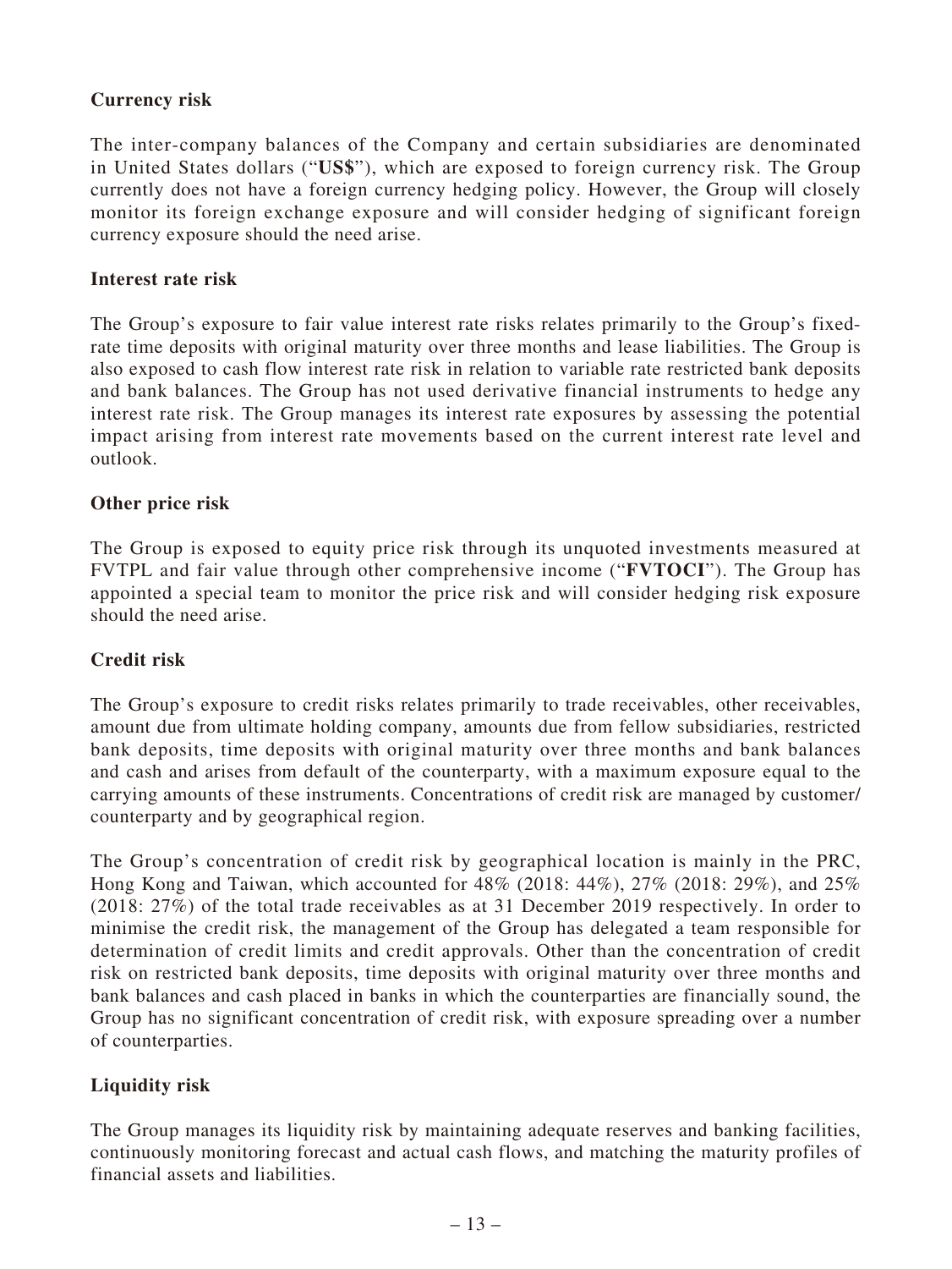**Currency risk**

The inter-company balances of the Company and certain subsidiaries are denominated in United States dollars ("**US$**"), which are exposed to foreign currency risk. The Group currently does not have a foreign currency hedging policy. However, the Group will closely monitor its foreign exchange exposure and will consider hedging of significant foreign currency exposure should the need arise.

**Interest rate risk**

The Group's exposure to fair value interest rate risks relates primarily to the Group's fixed-rate time deposits with original maturity over three months and lease liabilities. The Group is also exposed to cash flow interest rate risk in relation to variable rate restricted bank deposits and bank balances. The Group has not used derivative financial instruments to hedge any interest rate risk. The Group manages its interest rate exposures by assessing the potential impact arising from interest rate movements based on the current interest rate level and outlook.

**Other price risk**

The Group is exposed to equity price risk through its unquoted investments measured at FVTPL and fair value through other comprehensive income ("**FVTOCI**"). The Group has appointed a special team to monitor the price risk and will consider hedging risk exposure should the need arise.

**Credit risk**

The Group's exposure to credit risks relates primarily to trade receivables, other receivables, amount due from ultimate holding company, amounts due from fellow subsidiaries, restricted bank deposits, time deposits with original maturity over three months and bank balances and cash and arises from default of the counterparty, with a maximum exposure equal to the carrying amounts of these instruments. Concentrations of credit risk are managed by customer/counterparty and by geographical region.

The Group's concentration of credit risk by geographical location is mainly in the PRC, Hong Kong and Taiwan, which accounted for 48% (2018: 44%), 27% (2018: 29%), and 25% (2018: 27%) of the total trade receivables as at 31 December 2019 respectively. In order to minimise the credit risk, the management of the Group has delegated a team responsible for determination of credit limits and credit approvals. Other than the concentration of credit risk on restricted bank deposits, time deposits with original maturity over three months and bank balances and cash placed in banks in which the counterparties are financially sound, the Group has no significant concentration of credit risk, with exposure spreading over a number of counterparties.

**Liquidity risk**

The Group manages its liquidity risk by maintaining adequate reserves and banking facilities, continuously monitoring forecast and actual cash flows, and matching the maturity profiles of financial assets and liabilities.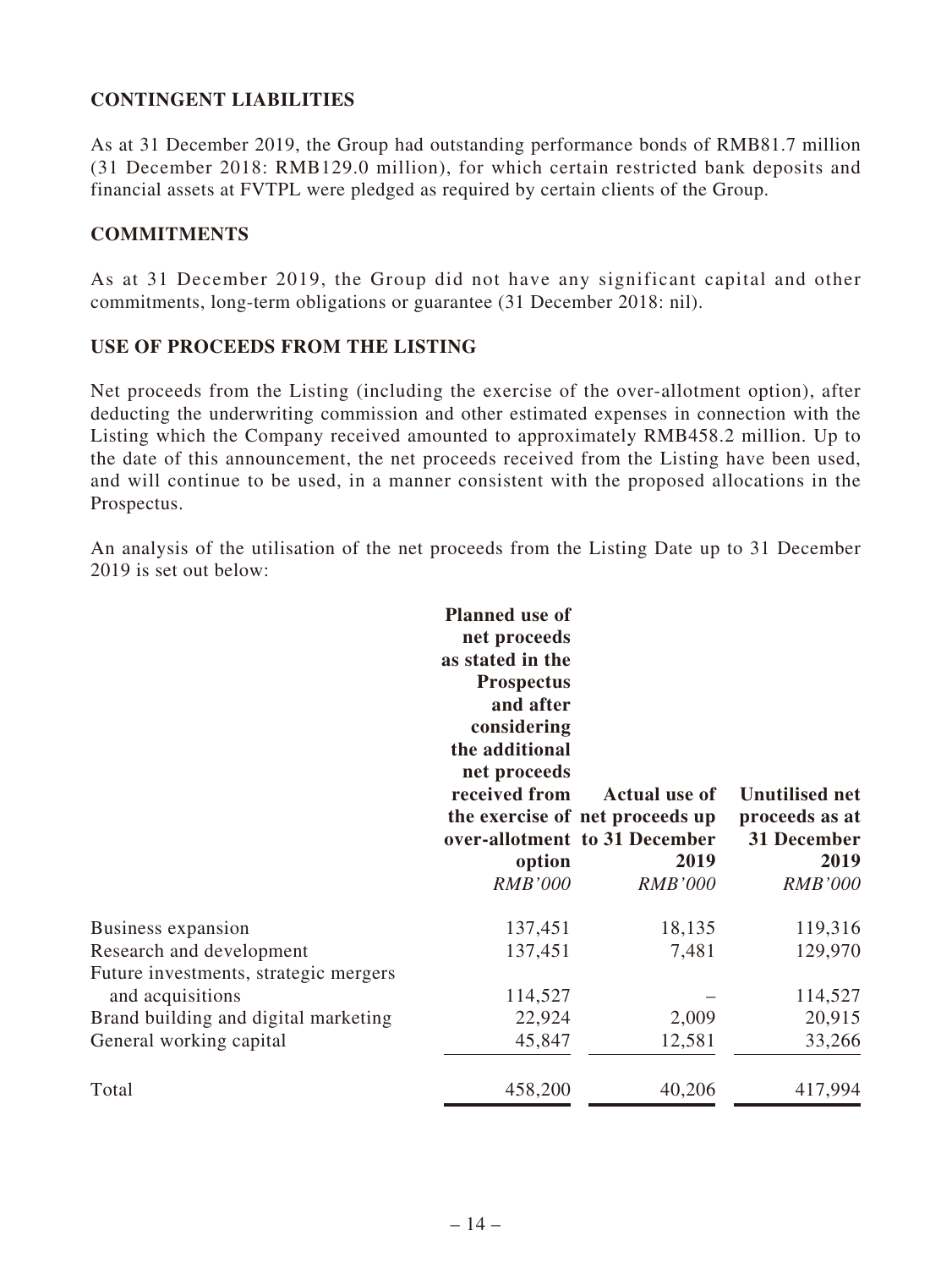## CONTINGENT LIABILITIES

As at 31 December 2019, the Group had outstanding performance bonds of RMB81.7 million (31 December 2018: RMB129.0 million), for which certain restricted bank deposits and financial assets at FVTPL were pledged as required by certain clients of the Group.

## COMMITMENTS

As at 31 December 2019, the Group did not have any significant capital and other commitments, long-term obligations or guarantee (31 December 2018: nil).

## USE OF PROCEEDS FROM THE LISTING

Net proceeds from the Listing (including the exercise of the over-allotment option), after deducting the underwriting commission and other estimated expenses in connection with the Listing which the Company received amounted to approximately RMB458.2 million. Up to the date of this announcement, the net proceeds received from the Listing have been used, and will continue to be used, in a manner consistent with the proposed allocations in the Prospectus.

An analysis of the utilisation of the net proceeds from the Listing Date up to 31 December 2019 is set out below:

| | Planned use of net proceeds as stated in the Prospectus and after considering the additional net proceeds received from the exercise of over-allotment option | Actual use of net proceeds up to 31 December 2019 | Unutilised net proceeds as at 31 December 2019 |
|---|---|---|---|
| | *RMB'000* | *RMB'000* | *RMB'000* |
| Business expansion | 137,451 | 18,135 | 119,316 |
| Research and development | 137,451 | 7,481 | 129,970 |
| Future investments, strategic mergers and acquisitions | 114,527 | – | 114,527 |
| Brand building and digital marketing | 22,924 | 2,009 | 20,915 |
| General working capital | 45,847 | 12,581 | 33,266 |
| Total | 458,200 | 40,206 | 417,994 |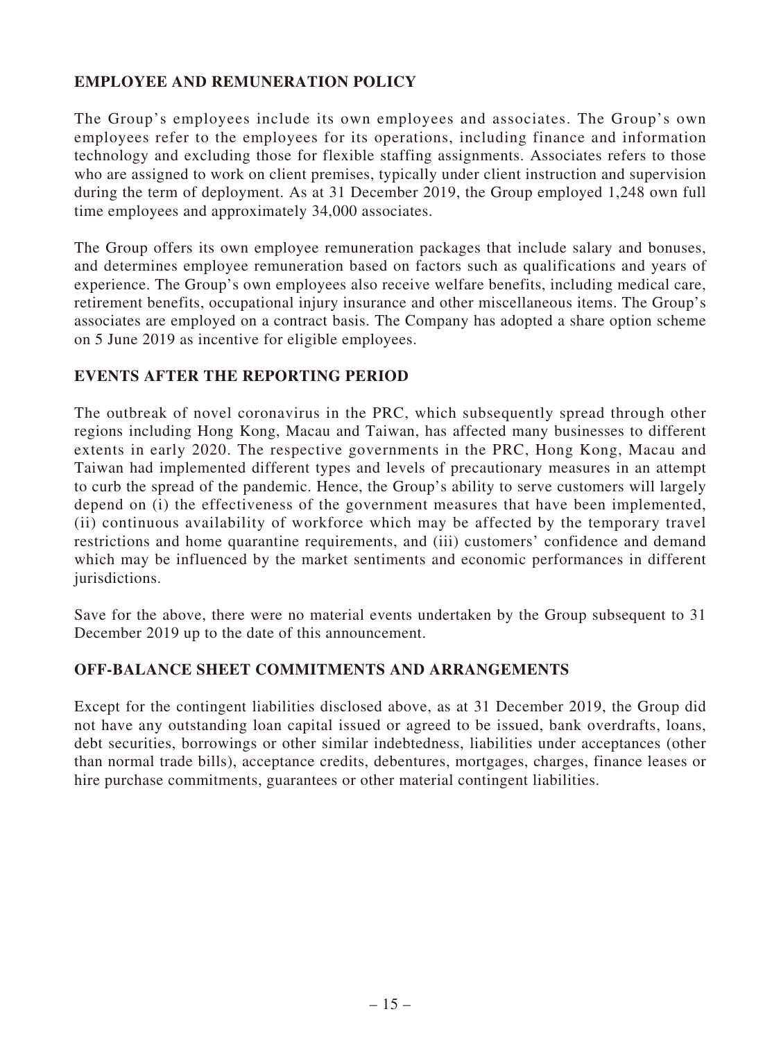## EMPLOYEE AND REMUNERATION POLICY

The Group's employees include its own employees and associates. The Group's own employees refer to the employees for its operations, including finance and information technology and excluding those for flexible staffing assignments. Associates refers to those who are assigned to work on client premises, typically under client instruction and supervision during the term of deployment. As at 31 December 2019, the Group employed 1,248 own full time employees and approximately 34,000 associates.

The Group offers its own employee remuneration packages that include salary and bonuses, and determines employee remuneration based on factors such as qualifications and years of experience. The Group's own employees also receive welfare benefits, including medical care, retirement benefits, occupational injury insurance and other miscellaneous items. The Group's associates are employed on a contract basis. The Company has adopted a share option scheme on 5 June 2019 as incentive for eligible employees.

## EVENTS AFTER THE REPORTING PERIOD

The outbreak of novel coronavirus in the PRC, which subsequently spread through other regions including Hong Kong, Macau and Taiwan, has affected many businesses to different extents in early 2020. The respective governments in the PRC, Hong Kong, Macau and Taiwan had implemented different types and levels of precautionary measures in an attempt to curb the spread of the pandemic. Hence, the Group's ability to serve customers will largely depend on (i) the effectiveness of the government measures that have been implemented, (ii) continuous availability of workforce which may be affected by the temporary travel restrictions and home quarantine requirements, and (iii) customers' confidence and demand which may be influenced by the market sentiments and economic performances in different jurisdictions.

Save for the above, there were no material events undertaken by the Group subsequent to 31 December 2019 up to the date of this announcement.

## OFF-BALANCE SHEET COMMITMENTS AND ARRANGEMENTS

Except for the contingent liabilities disclosed above, as at 31 December 2019, the Group did not have any outstanding loan capital issued or agreed to be issued, bank overdrafts, loans, debt securities, borrowings or other similar indebtedness, liabilities under acceptances (other than normal trade bills), acceptance credits, debentures, mortgages, charges, finance leases or hire purchase commitments, guarantees or other material contingent liabilities.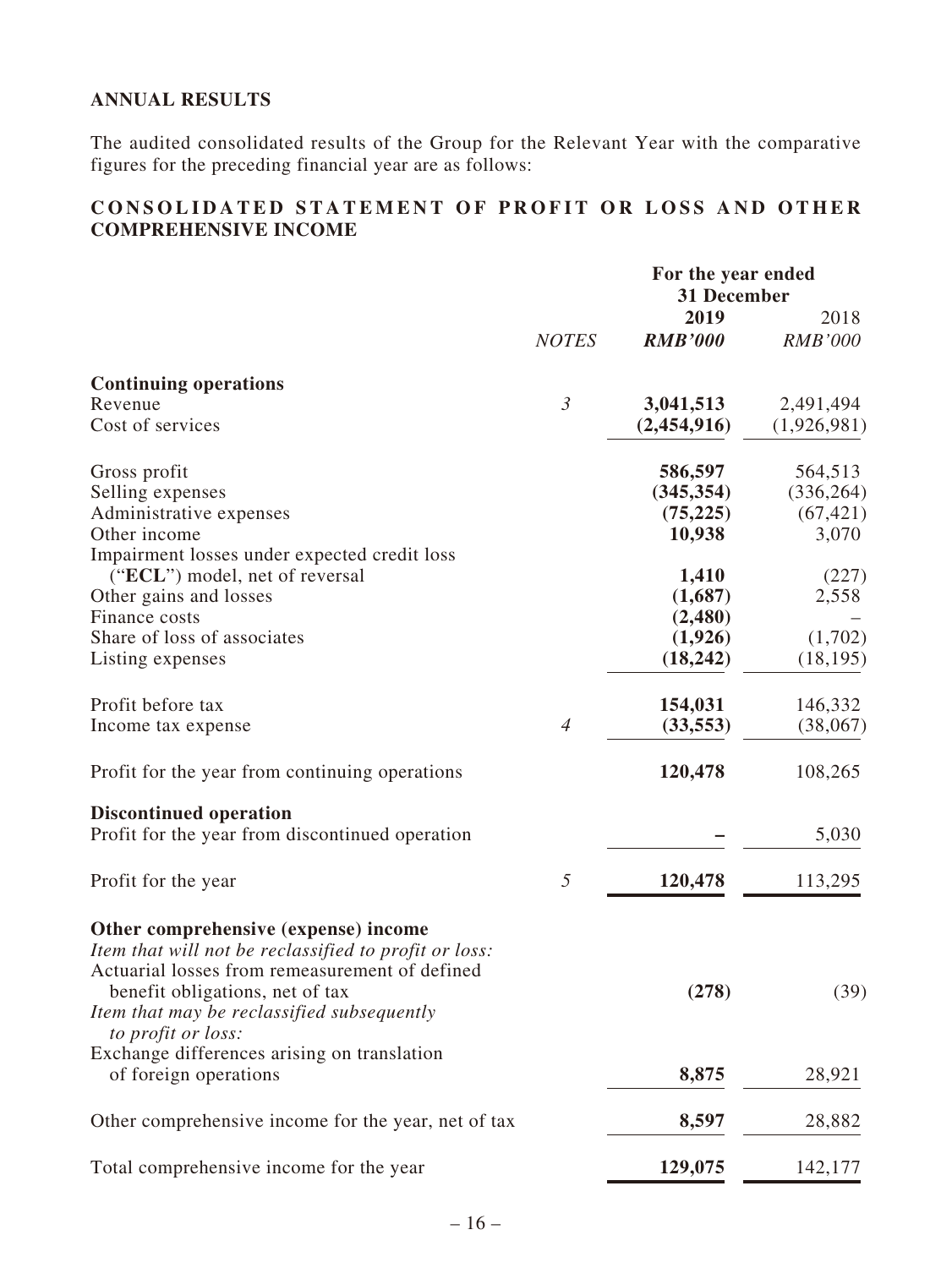## ANNUAL RESULTS

The audited consolidated results of the Group for the Relevant Year with the comparative figures for the preceding financial year are as follows:

## CONSOLIDATED STATEMENT OF PROFIT OR LOSS AND OTHER COMPREHENSIVE INCOME

| | | For the year ended 31 December | |
|---|---|---|---|
| | | **2019** | 2018 |
| | *NOTES* | ***RMB'000*** | *RMB'000* |
| **Continuing operations** | | | |
| Revenue | *3* | **3,041,513** | 2,491,494 |
| Cost of services | | **(2,454,916)** | (1,926,981) |
| Gross profit | | **586,597** | 564,513 |
| Selling expenses | | **(345,354)** | (336,264) |
| Administrative expenses | | **(75,225)** | (67,421) |
| Other income | | **10,938** | 3,070 |
| Impairment losses under expected credit loss ("**ECL**") model, net of reversal | | **1,410** | (227) |
| Other gains and losses | | **(1,687)** | 2,558 |
| Finance costs | | **(2,480)** | – |
| Share of loss of associates | | **(1,926)** | (1,702) |
| Listing expenses | | **(18,242)** | (18,195) |
| Profit before tax | | **154,031** | 146,332 |
| Income tax expense | *4* | **(33,553)** | (38,067) |
| Profit for the year from continuing operations | | **120,478** | 108,265 |
| **Discontinued operation** | | | |
| Profit for the year from discontinued operation | | **–** | 5,030 |
| Profit for the year | *5* | **120,478** | 113,295 |
| **Other comprehensive (expense) income** | | | |
| *Item that will not be reclassified to profit or loss:* | | | |
| Actuarial losses from remeasurement of defined benefit obligations, net of tax | | **(278)** | (39) |
| *Item that may be reclassified subsequently to profit or loss:* | | | |
| Exchange differences arising on translation of foreign operations | | **8,875** | 28,921 |
| Other comprehensive income for the year, net of tax | | **8,597** | 28,882 |
| Total comprehensive income for the year | | **129,075** | 142,177 |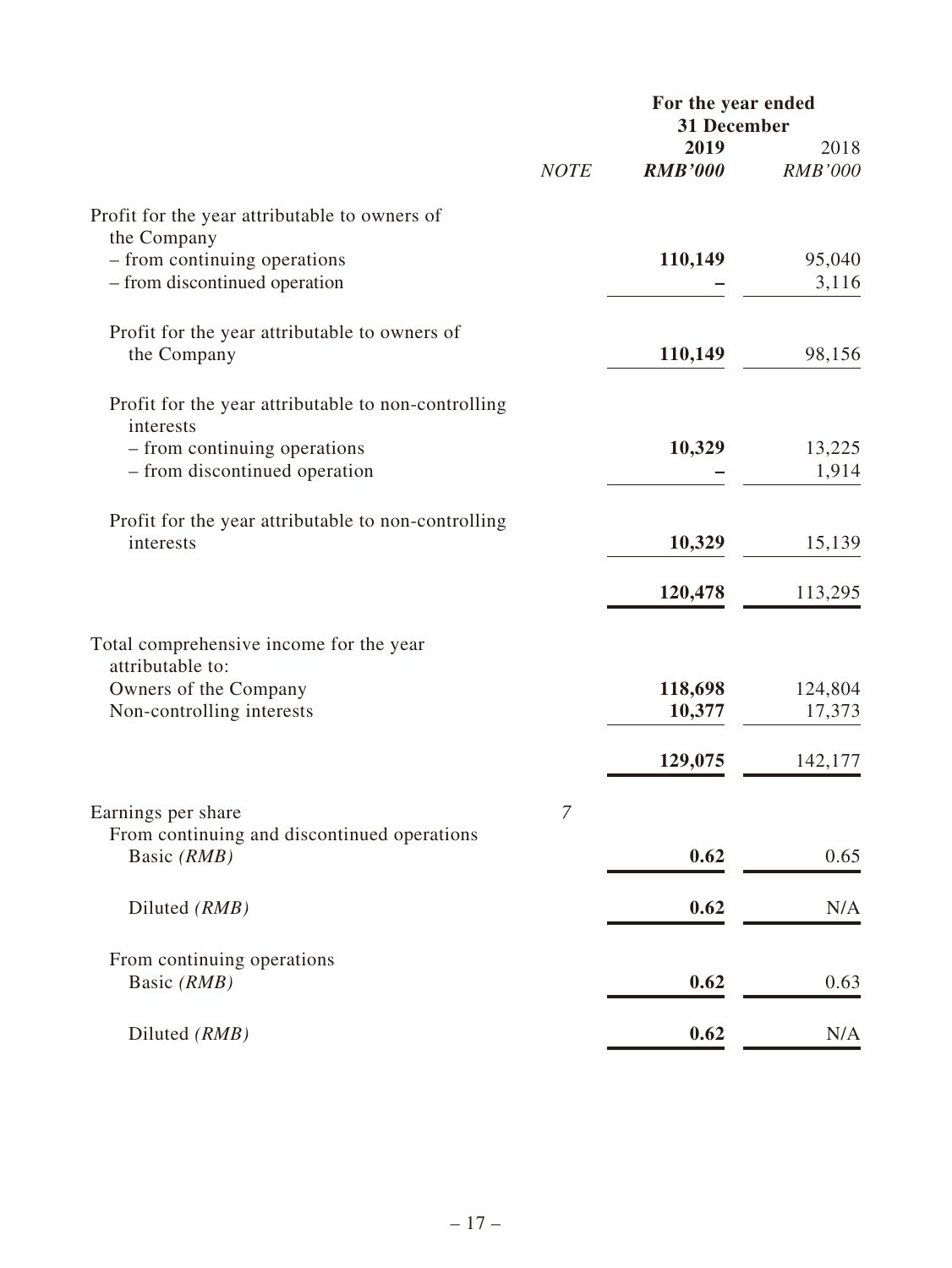| | NOTE | For the year ended 31 December | |
|---|---|---|---|
| | | **2019** | 2018 |
| | | ***RMB'000*** | *RMB'000* |
| Profit for the year attributable to owners of the Company | | | |
| – from continuing operations | | **110,149** | 95,040 |
| – from discontinued operation | | **–** | 3,116 |
| Profit for the year attributable to owners of the Company | | **110,149** | 98,156 |
| Profit for the year attributable to non-controlling interests | | | |
| – from continuing operations | | **10,329** | 13,225 |
| – from discontinued operation | | **–** | 1,914 |
| Profit for the year attributable to non-controlling interests | | **10,329** | 15,139 |
| | | **120,478** | 113,295 |
| Total comprehensive income for the year attributable to: | | | |
| Owners of the Company | | **118,698** | 124,804 |
| Non-controlling interests | | **10,377** | 17,373 |
| | | **129,075** | 142,177 |
| Earnings per share | *7* | | |
| From continuing and discontinued operations | | | |
| Basic *(RMB)* | | **0.62** | 0.65 |
| Diluted *(RMB)* | | **0.62** | N/A |
| From continuing operations | | | |
| Basic *(RMB)* | | **0.62** | 0.63 |
| Diluted *(RMB)* | | **0.62** | N/A |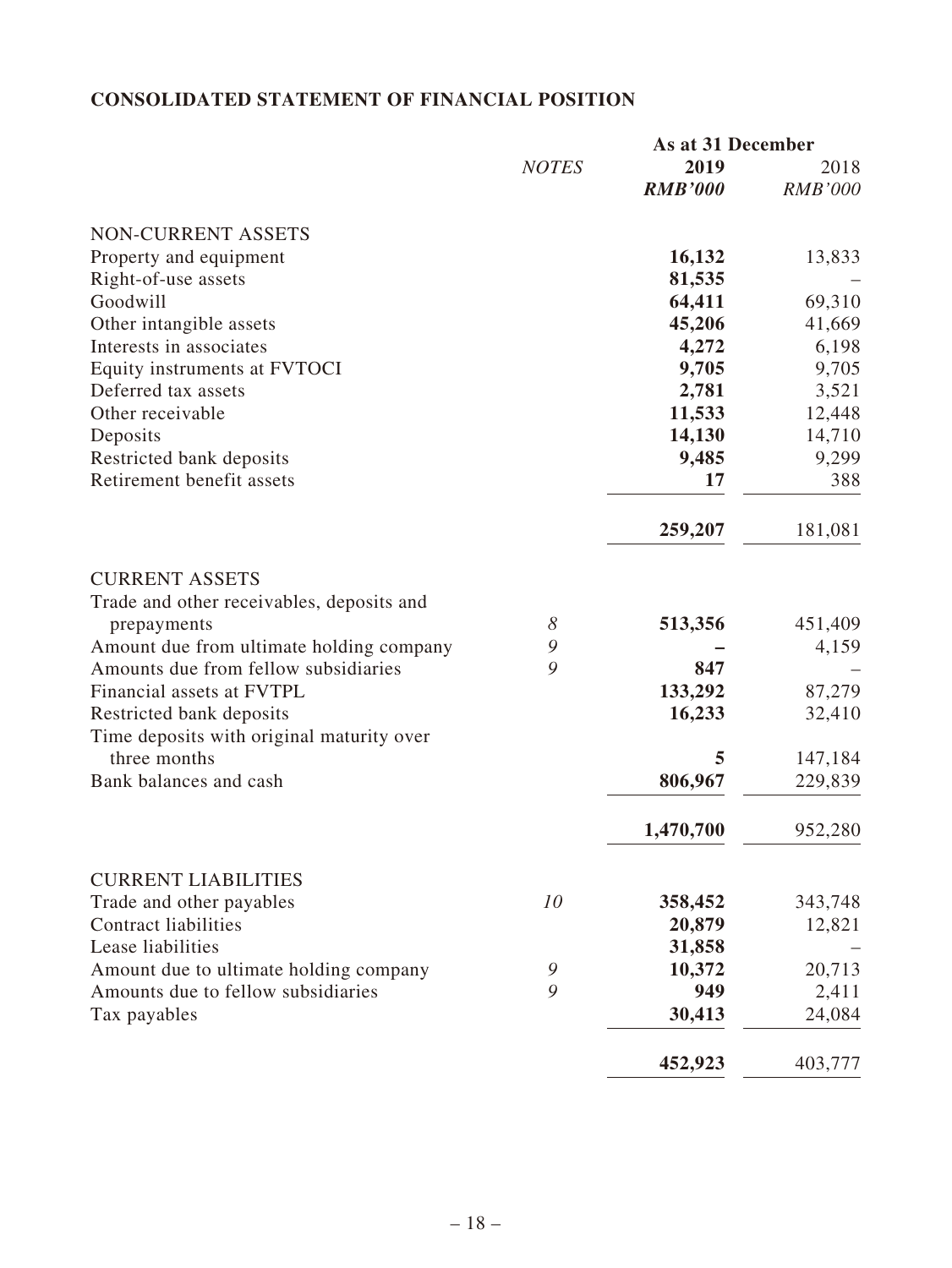## CONSOLIDATED STATEMENT OF FINANCIAL POSITION

| | *NOTES* | As at 31 December **2019** ***RMB'000*** | 2018 *RMB'000* |
|---|---|---|---|
| NON-CURRENT ASSETS | | | |
| Property and equipment | | **16,132** | 13,833 |
| Right-of-use assets | | **81,535** | – |
| Goodwill | | **64,411** | 69,310 |
| Other intangible assets | | **45,206** | 41,669 |
| Interests in associates | | **4,272** | 6,198 |
| Equity instruments at FVTOCI | | **9,705** | 9,705 |
| Deferred tax assets | | **2,781** | 3,521 |
| Other receivable | | **11,533** | 12,448 |
| Deposits | | **14,130** | 14,710 |
| Restricted bank deposits | | **9,485** | 9,299 |
| Retirement benefit assets | | **17** | 388 |
| | | **259,207** | 181,081 |
| CURRENT ASSETS | | | |
| Trade and other receivables, deposits and prepayments | *8* | **513,356** | 451,409 |
| Amount due from ultimate holding company | *9* | **–** | 4,159 |
| Amounts due from fellow subsidiaries | *9* | **847** | – |
| Financial assets at FVTPL | | **133,292** | 87,279 |
| Restricted bank deposits | | **16,233** | 32,410 |
| Time deposits with original maturity over three months | | **5** | 147,184 |
| Bank balances and cash | | **806,967** | 229,839 |
| | | **1,470,700** | 952,280 |
| CURRENT LIABILITIES | | | |
| Trade and other payables | *10* | **358,452** | 343,748 |
| Contract liabilities | | **20,879** | 12,821 |
| Lease liabilities | | **31,858** | – |
| Amount due to ultimate holding company | *9* | **10,372** | 20,713 |
| Amounts due to fellow subsidiaries | *9* | **949** | 2,411 |
| Tax payables | | **30,413** | 24,084 |
| | | **452,923** | 403,777 |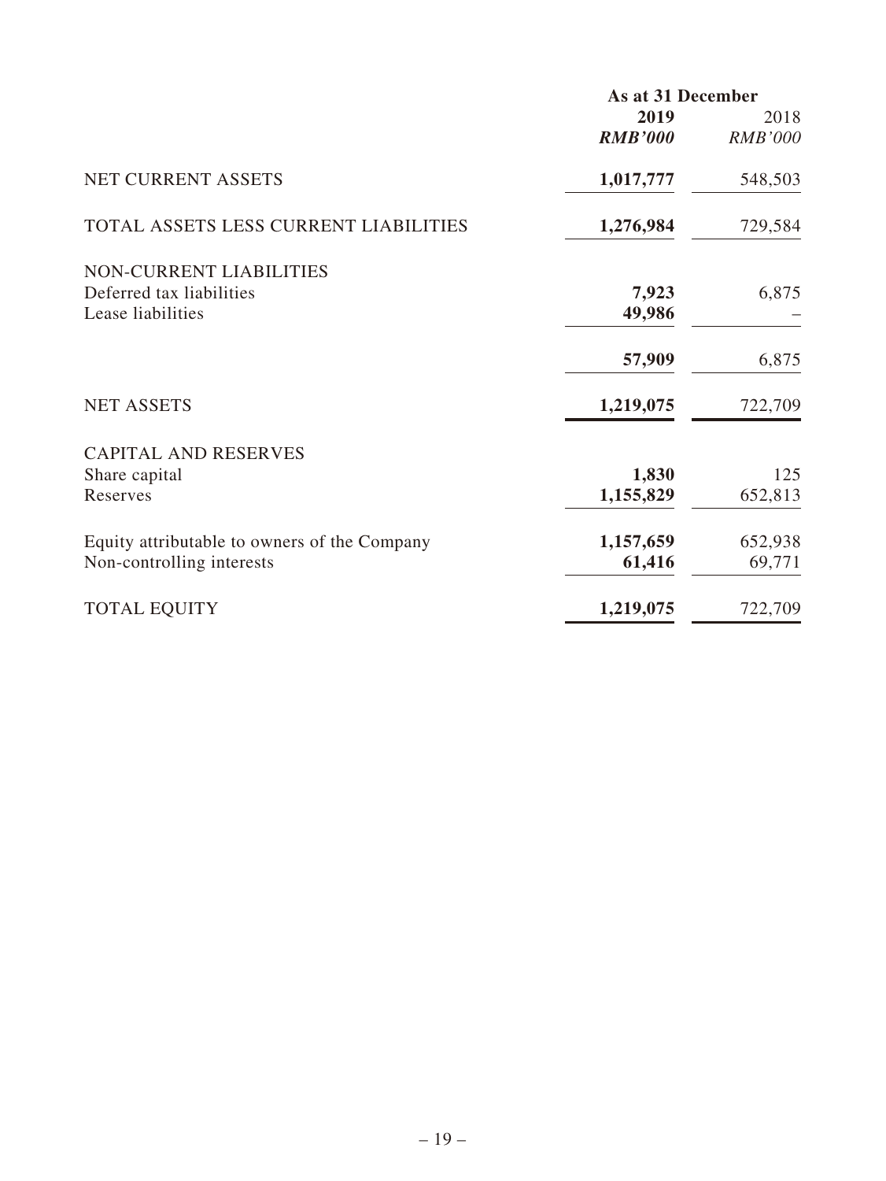| | As at 31 December | |
|---|---|---|
| | **2019** | 2018 |
| | ***RMB'000*** | *RMB'000* |
| NET CURRENT ASSETS | **1,017,777** | 548,503 |
| TOTAL ASSETS LESS CURRENT LIABILITIES | **1,276,984** | 729,584 |
| NON-CURRENT LIABILITIES | | |
| Deferred tax liabilities | **7,923** | 6,875 |
| Lease liabilities | **49,986** | – |
| | **57,909** | 6,875 |
| NET ASSETS | **1,219,075** | 722,709 |
| CAPITAL AND RESERVES | | |
| Share capital | **1,830** | 125 |
| Reserves | **1,155,829** | 652,813 |
| Equity attributable to owners of the Company | **1,157,659** | 652,938 |
| Non-controlling interests | **61,416** | 69,771 |
| TOTAL EQUITY | **1,219,075** | 722,709 |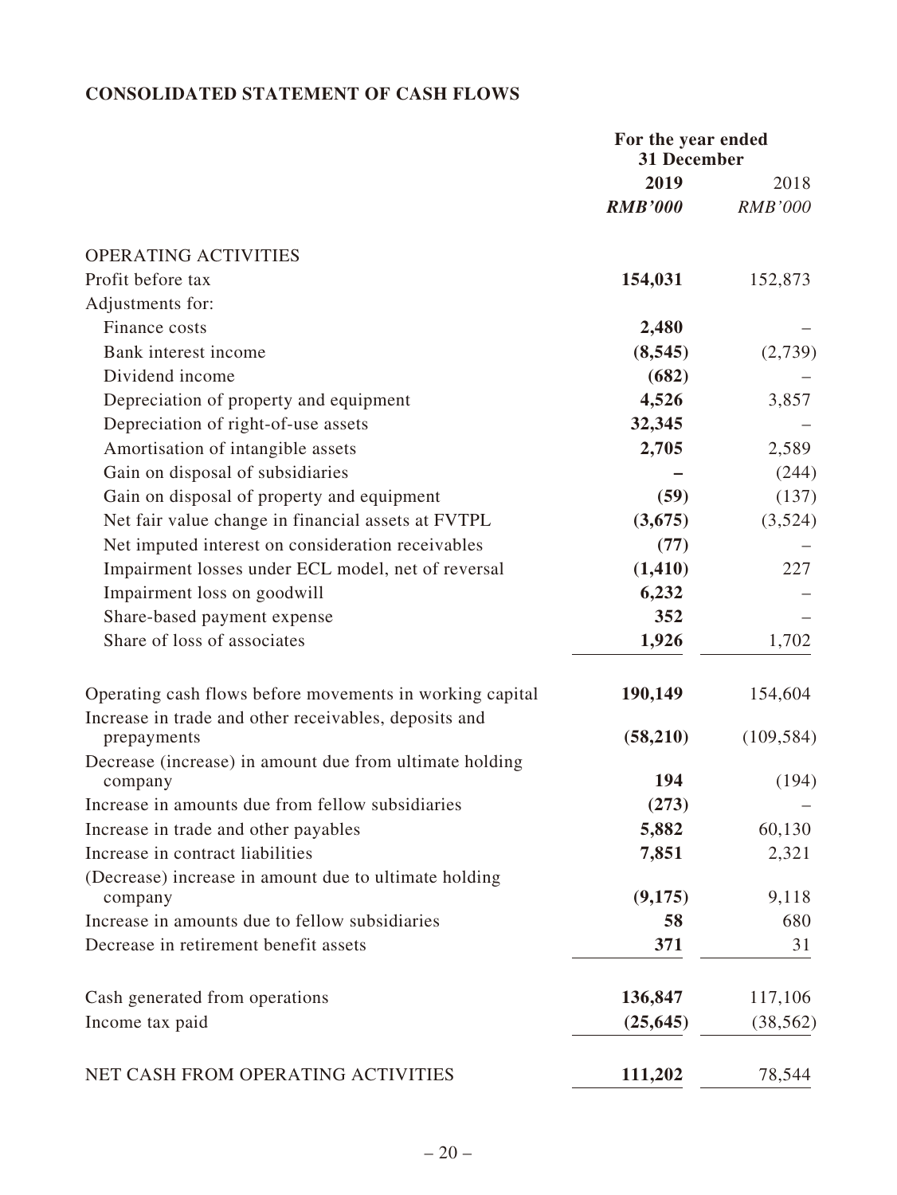## CONSOLIDATED STATEMENT OF CASH FLOWS

| | For the year ended 31 December | |
|---|---|---|
| | **2019** | 2018 |
| | ***RMB'000*** | *RMB'000* |
| OPERATING ACTIVITIES | | |
| Profit before tax | **154,031** | 152,873 |
| Adjustments for: | | |
| Finance costs | **2,480** | – |
| Bank interest income | **(8,545)** | (2,739) |
| Dividend income | **(682)** | – |
| Depreciation of property and equipment | **4,526** | 3,857 |
| Depreciation of right-of-use assets | **32,345** | – |
| Amortisation of intangible assets | **2,705** | 2,589 |
| Gain on disposal of subsidiaries | **–** | (244) |
| Gain on disposal of property and equipment | **(59)** | (137) |
| Net fair value change in financial assets at FVTPL | **(3,675)** | (3,524) |
| Net imputed interest on consideration receivables | **(77)** | – |
| Impairment losses under ECL model, net of reversal | **(1,410)** | 227 |
| Impairment loss on goodwill | **6,232** | – |
| Share-based payment expense | **352** | – |
| Share of loss of associates | **1,926** | 1,702 |
| Operating cash flows before movements in working capital | **190,149** | 154,604 |
| Increase in trade and other receivables, deposits and prepayments | **(58,210)** | (109,584) |
| Decrease (increase) in amount due from ultimate holding company | **194** | (194) |
| Increase in amounts due from fellow subsidiaries | **(273)** | – |
| Increase in trade and other payables | **5,882** | 60,130 |
| Increase in contract liabilities | **7,851** | 2,321 |
| (Decrease) increase in amount due to ultimate holding company | **(9,175)** | 9,118 |
| Increase in amounts due to fellow subsidiaries | **58** | 680 |
| Decrease in retirement benefit assets | **371** | 31 |
| Cash generated from operations | **136,847** | 117,106 |
| Income tax paid | **(25,645)** | (38,562) |
| NET CASH FROM OPERATING ACTIVITIES | **111,202** | 78,544 |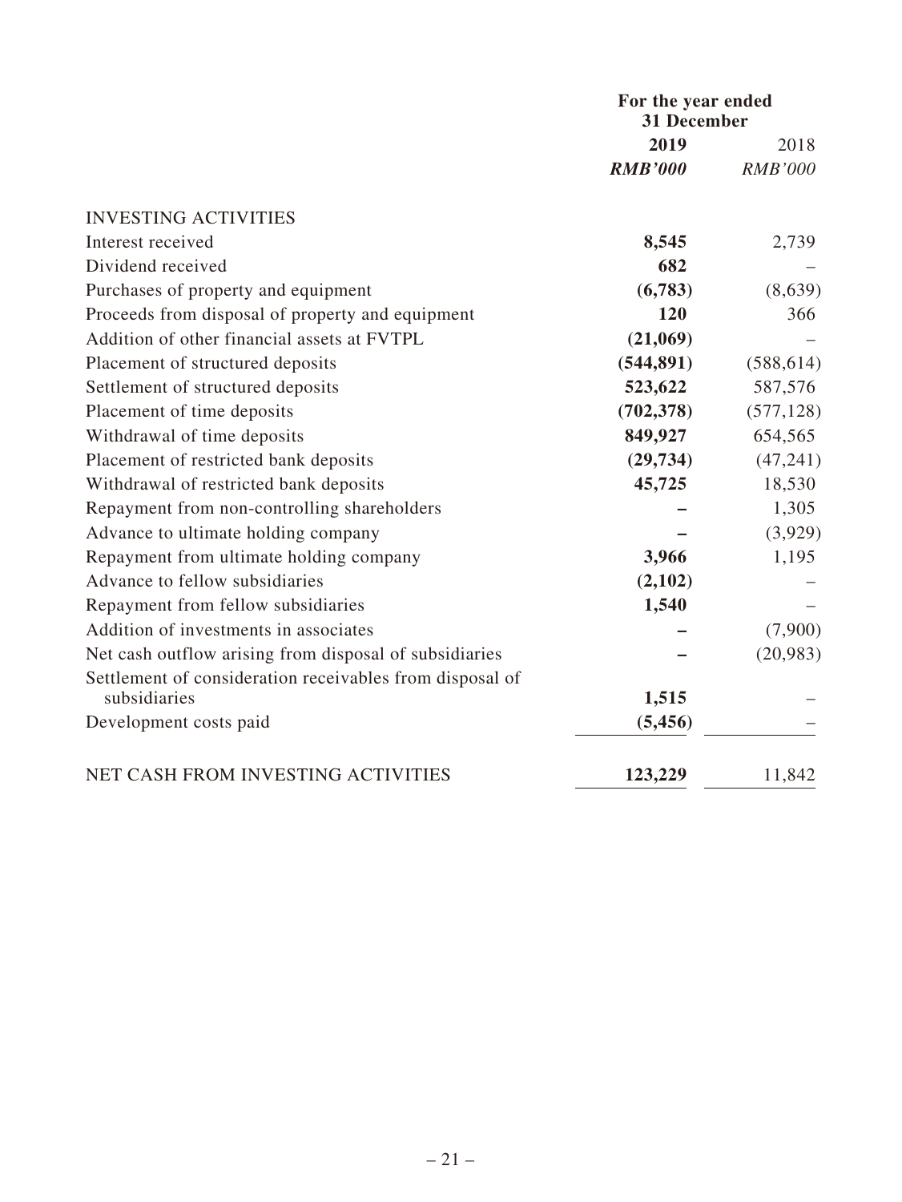| | For the year ended 31 December | |
|---|---|---|
| | **2019** | 2018 |
| | ***RMB'000*** | *RMB'000* |
| INVESTING ACTIVITIES | | |
| Interest received | **8,545** | 2,739 |
| Dividend received | **682** | – |
| Purchases of property and equipment | **(6,783)** | (8,639) |
| Proceeds from disposal of property and equipment | **120** | 366 |
| Addition of other financial assets at FVTPL | **(21,069)** | – |
| Placement of structured deposits | **(544,891)** | (588,614) |
| Settlement of structured deposits | **523,622** | 587,576 |
| Placement of time deposits | **(702,378)** | (577,128) |
| Withdrawal of time deposits | **849,927** | 654,565 |
| Placement of restricted bank deposits | **(29,734)** | (47,241) |
| Withdrawal of restricted bank deposits | **45,725** | 18,530 |
| Repayment from non-controlling shareholders | **–** | 1,305 |
| Advance to ultimate holding company | **–** | (3,929) |
| Repayment from ultimate holding company | **3,966** | 1,195 |
| Advance to fellow subsidiaries | **(2,102)** | – |
| Repayment from fellow subsidiaries | **1,540** | – |
| Addition of investments in associates | **–** | (7,900) |
| Net cash outflow arising from disposal of subsidiaries | **–** | (20,983) |
| Settlement of consideration receivables from disposal of subsidiaries | **1,515** | – |
| Development costs paid | **(5,456)** | – |
| NET CASH FROM INVESTING ACTIVITIES | **123,229** | 11,842 |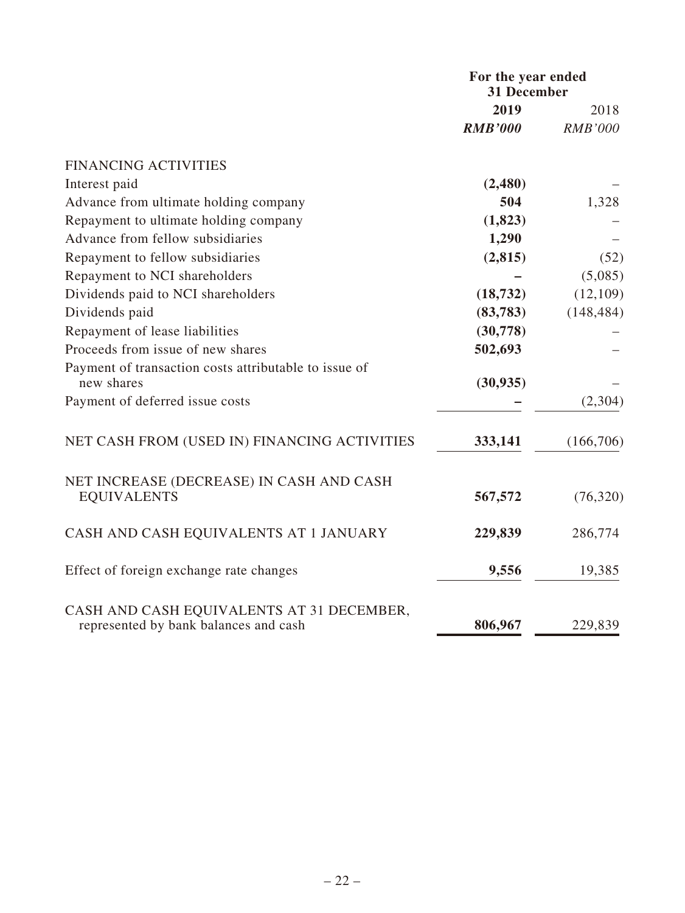| | For the year ended 31 December | |
|---|---|---|
| | **2019** | 2018 |
| | ***RMB'000*** | *RMB'000* |
| FINANCING ACTIVITIES | | |
| Interest paid | **(2,480)** | – |
| Advance from ultimate holding company | **504** | 1,328 |
| Repayment to ultimate holding company | **(1,823)** | – |
| Advance from fellow subsidiaries | **1,290** | – |
| Repayment to fellow subsidiaries | **(2,815)** | (52) |
| Repayment to NCI shareholders | **–** | (5,085) |
| Dividends paid to NCI shareholders | **(18,732)** | (12,109) |
| Dividends paid | **(83,783)** | (148,484) |
| Repayment of lease liabilities | **(30,778)** | – |
| Proceeds from issue of new shares | **502,693** | – |
| Payment of transaction costs attributable to issue of new shares | **(30,935)** | – |
| Payment of deferred issue costs | **–** | (2,304) |
| NET CASH FROM (USED IN) FINANCING ACTIVITIES | **333,141** | (166,706) |
| NET INCREASE (DECREASE) IN CASH AND CASH EQUIVALENTS | **567,572** | (76,320) |
| CASH AND CASH EQUIVALENTS AT 1 JANUARY | **229,839** | 286,774 |
| Effect of foreign exchange rate changes | **9,556** | 19,385 |
| CASH AND CASH EQUIVALENTS AT 31 DECEMBER, represented by bank balances and cash | **806,967** | 229,839 |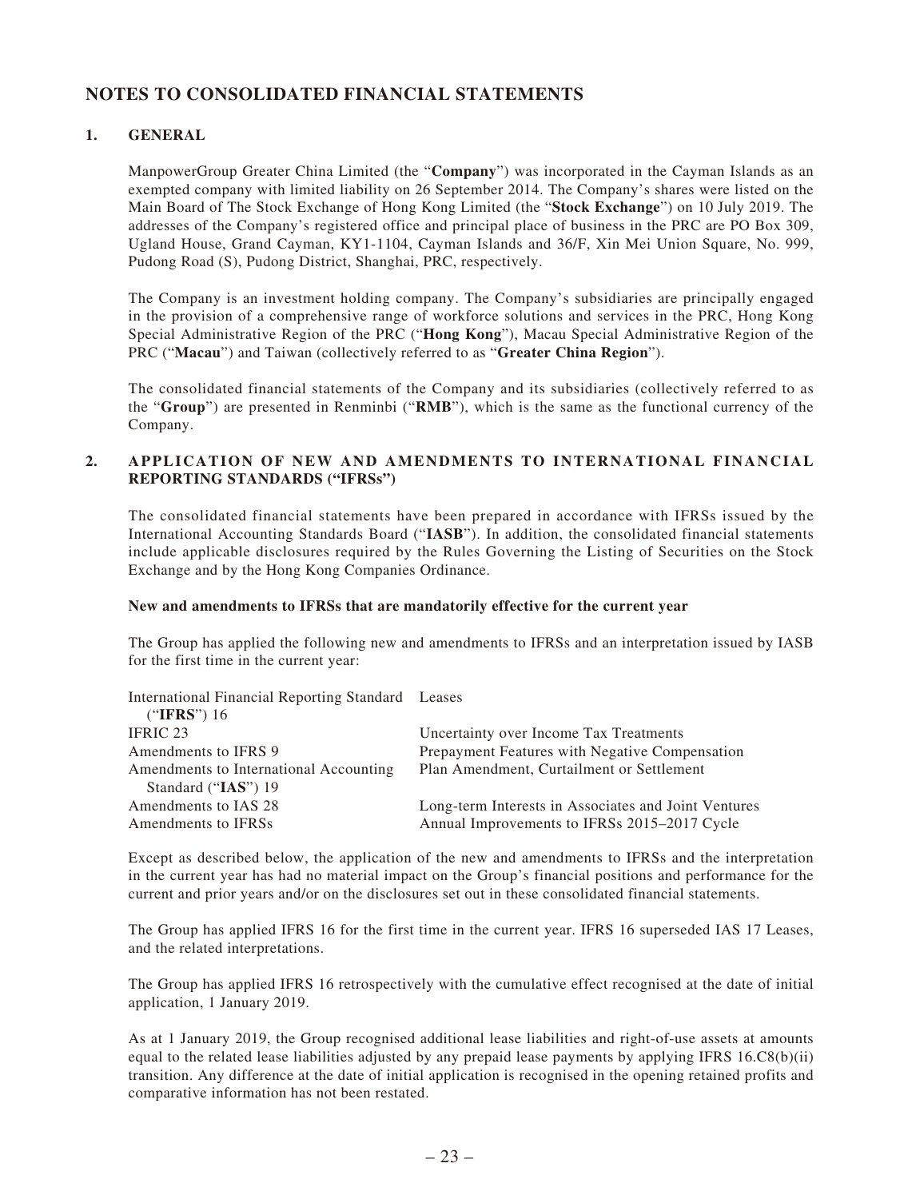# NOTES TO CONSOLIDATED FINANCIAL STATEMENTS

## 1. GENERAL

ManpowerGroup Greater China Limited (the "**Company**") was incorporated in the Cayman Islands as an exempted company with limited liability on 26 September 2014. The Company's shares were listed on the Main Board of The Stock Exchange of Hong Kong Limited (the "**Stock Exchange**") on 10 July 2019. The addresses of the Company's registered office and principal place of business in the PRC are PO Box 309, Ugland House, Grand Cayman, KY1-1104, Cayman Islands and 36/F, Xin Mei Union Square, No. 999, Pudong Road (S), Pudong District, Shanghai, PRC, respectively.

The Company is an investment holding company. The Company's subsidiaries are principally engaged in the provision of a comprehensive range of workforce solutions and services in the PRC, Hong Kong Special Administrative Region of the PRC ("**Hong Kong**"), Macau Special Administrative Region of the PRC ("**Macau**") and Taiwan (collectively referred to as "**Greater China Region**").

The consolidated financial statements of the Company and its subsidiaries (collectively referred to as the "**Group**") are presented in Renminbi ("**RMB**"), which is the same as the functional currency of the Company.

## 2. APPLICATION OF NEW AND AMENDMENTS TO INTERNATIONAL FINANCIAL REPORTING STANDARDS ("IFRSs")

The consolidated financial statements have been prepared in accordance with IFRSs issued by the International Accounting Standards Board ("**IASB**"). In addition, the consolidated financial statements include applicable disclosures required by the Rules Governing the Listing of Securities on the Stock Exchange and by the Hong Kong Companies Ordinance.

**New and amendments to IFRSs that are mandatorily effective for the current year**

The Group has applied the following new and amendments to IFRSs and an interpretation issued by IASB for the first time in the current year:

| | |
|---|---|
| International Financial Reporting Standard ("**IFRS**") 16 | Leases |
| IFRIC 23 | Uncertainty over Income Tax Treatments |
| Amendments to IFRS 9 | Prepayment Features with Negative Compensation |
| Amendments to International Accounting Standard ("**IAS**") 19 | Plan Amendment, Curtailment or Settlement |
| Amendments to IAS 28 | Long-term Interests in Associates and Joint Ventures |
| Amendments to IFRSs | Annual Improvements to IFRSs 2015–2017 Cycle |

Except as described below, the application of the new and amendments to IFRSs and the interpretation in the current year has had no material impact on the Group's financial positions and performance for the current and prior years and/or on the disclosures set out in these consolidated financial statements.

The Group has applied IFRS 16 for the first time in the current year. IFRS 16 superseded IAS 17 Leases, and the related interpretations.

The Group has applied IFRS 16 retrospectively with the cumulative effect recognised at the date of initial application, 1 January 2019.

As at 1 January 2019, the Group recognised additional lease liabilities and right-of-use assets at amounts equal to the related lease liabilities adjusted by any prepaid lease payments by applying IFRS 16.C8(b)(ii) transition. Any difference at the date of initial application is recognised in the opening retained profits and comparative information has not been restated.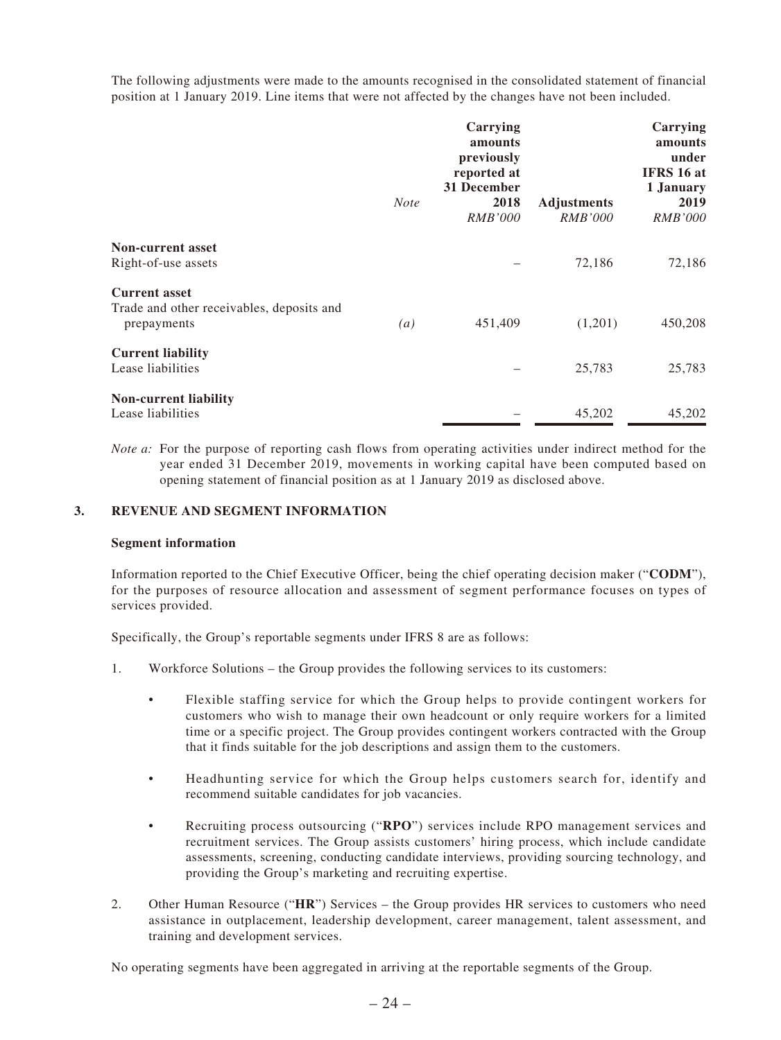The following adjustments were made to the amounts recognised in the consolidated statement of financial position at 1 January 2019. Line items that were not affected by the changes have not been included.

| | *Note* | Carrying amounts previously reported at 31 December 2018 *RMB'000* | Adjustments *RMB'000* | Carrying amounts under IFRS 16 at 1 January 2019 *RMB'000* |
|---|---|---|---|---|
| **Non-current asset** | | | | |
| Right-of-use assets | | – | 72,186 | 72,186 |
| **Current asset** | | | | |
| Trade and other receivables, deposits and prepayments | *(a)* | 451,409 | (1,201) | 450,208 |
| **Current liability** | | | | |
| Lease liabilities | | – | 25,783 | 25,783 |
| **Non-current liability** | | | | |
| Lease liabilities | | – | 45,202 | 45,202 |

*Note a:* For the purpose of reporting cash flows from operating activities under indirect method for the year ended 31 December 2019, movements in working capital have been computed based on opening statement of financial position as at 1 January 2019 as disclosed above.

## 3. REVENUE AND SEGMENT INFORMATION

### Segment information

Information reported to the Chief Executive Officer, being the chief operating decision maker ("**CODM**"), for the purposes of resource allocation and assessment of segment performance focuses on types of services provided.

Specifically, the Group's reportable segments under IFRS 8 are as follows:

1. Workforce Solutions – the Group provides the following services to its customers:

   - Flexible staffing service for which the Group helps to provide contingent workers for customers who wish to manage their own headcount or only require workers for a limited time or a specific project. The Group provides contingent workers contracted with the Group that it finds suitable for the job descriptions and assign them to the customers.
   - Headhunting service for which the Group helps customers search for, identify and recommend suitable candidates for job vacancies.
   - Recruiting process outsourcing ("**RPO**") services include RPO management services and recruitment services. The Group assists customers' hiring process, which include candidate assessments, screening, conducting candidate interviews, providing sourcing technology, and providing the Group's marketing and recruiting expertise.

2. Other Human Resource ("**HR**") Services – the Group provides HR services to customers who need assistance in outplacement, leadership development, career management, talent assessment, and training and development services.

No operating segments have been aggregated in arriving at the reportable segments of the Group.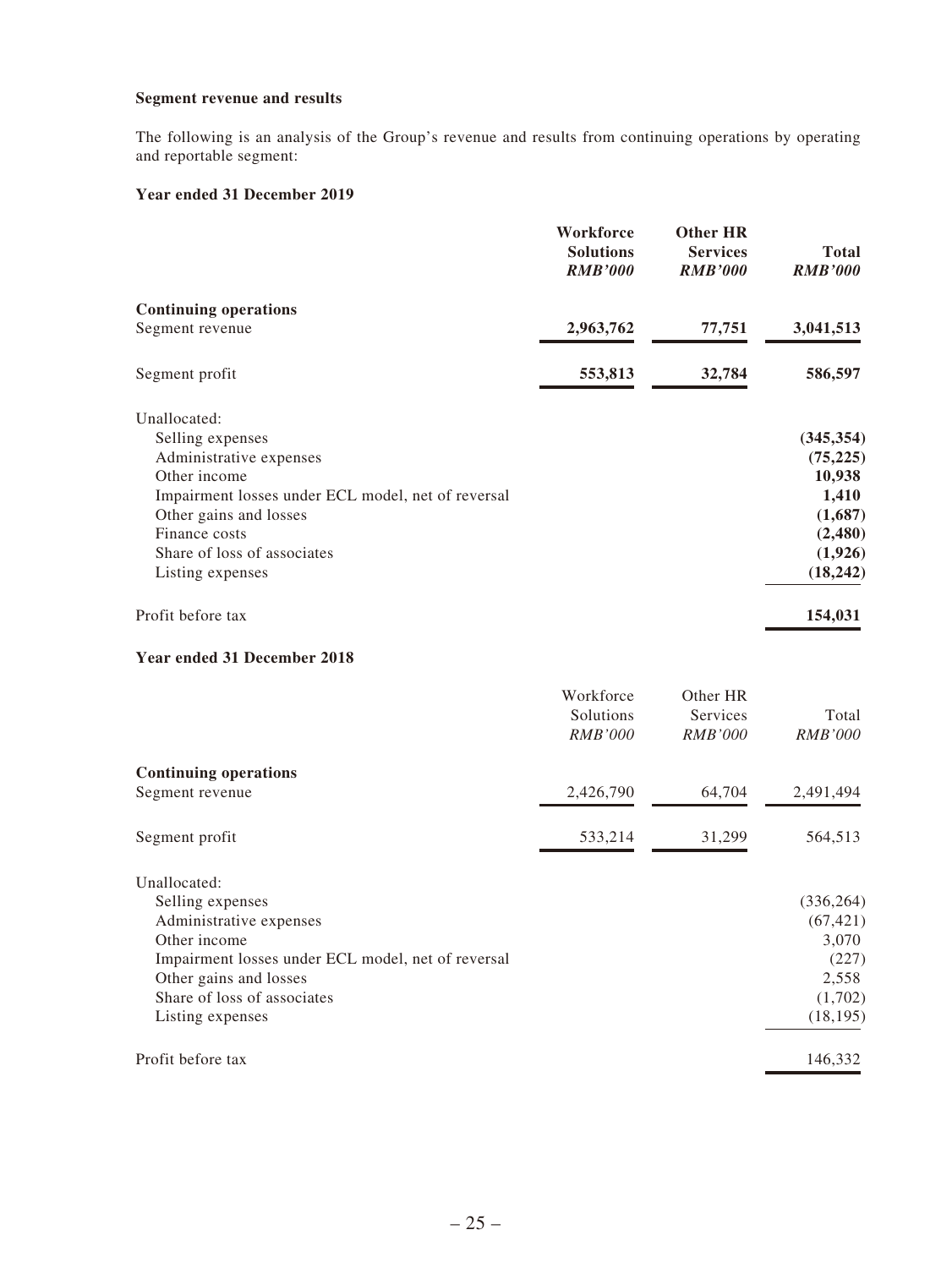**Segment revenue and results**

The following is an analysis of the Group's revenue and results from continuing operations by operating and reportable segment:

**Year ended 31 December 2019**

| | **Workforce Solutions** ***RMB'000*** | **Other HR Services** ***RMB'000*** | **Total** ***RMB'000*** |
|---|---|---|---|
| **Continuing operations** | | | |
| Segment revenue | **2,963,762** | **77,751** | **3,041,513** |
| Segment profit | **553,813** | **32,784** | **586,597** |
| Unallocated: | | | |
| Selling expenses | | | **(345,354)** |
| Administrative expenses | | | **(75,225)** |
| Other income | | | **10,938** |
| Impairment losses under ECL model, net of reversal | | | **1,410** |
| Other gains and losses | | | **(1,687)** |
| Finance costs | | | **(2,480)** |
| Share of loss of associates | | | **(1,926)** |
| Listing expenses | | | **(18,242)** |
| Profit before tax | | | **154,031** |

**Year ended 31 December 2018**

| | Workforce Solutions *RMB'000* | Other HR Services *RMB'000* | Total *RMB'000* |
|---|---|---|---|
| **Continuing operations** | | | |
| Segment revenue | 2,426,790 | 64,704 | 2,491,494 |
| Segment profit | 533,214 | 31,299 | 564,513 |
| Unallocated: | | | |
| Selling expenses | | | (336,264) |
| Administrative expenses | | | (67,421) |
| Other income | | | 3,070 |
| Impairment losses under ECL model, net of reversal | | | (227) |
| Other gains and losses | | | 2,558 |
| Share of loss of associates | | | (1,702) |
| Listing expenses | | | (18,195) |
| Profit before tax | | | 146,332 |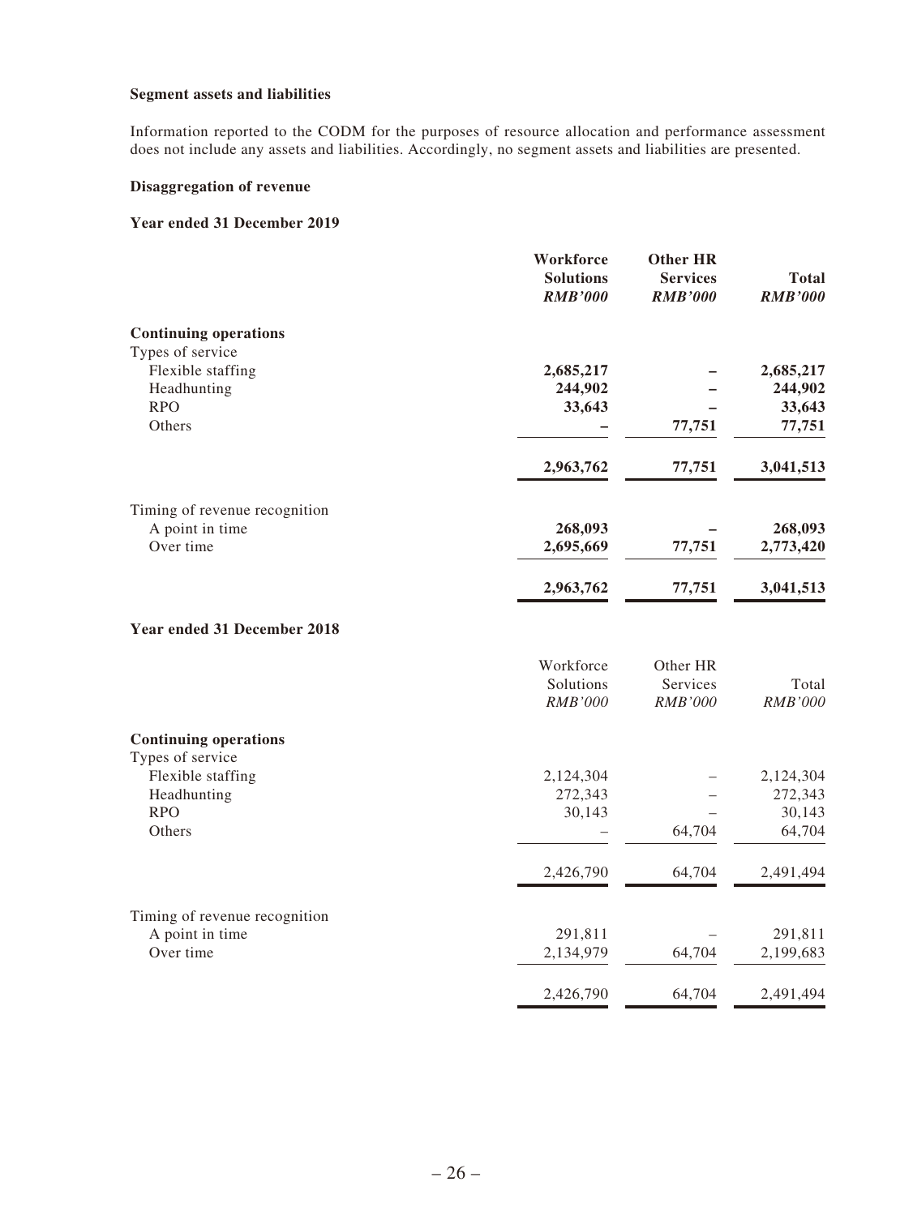**Segment assets and liabilities**

Information reported to the CODM for the purposes of resource allocation and performance assessment does not include any assets and liabilities. Accordingly, no segment assets and liabilities are presented.

**Disaggregation of revenue**

**Year ended 31 December 2019**

| | **Workforce Solutions** *RMB'000* | **Other HR Services** *RMB'000* | **Total** *RMB'000* |
|---|---|---|---|
| **Continuing operations** | | | |
| Types of service | | | |
| Flexible staffing | **2,685,217** | **–** | **2,685,217** |
| Headhunting | **244,902** | **–** | **244,902** |
| RPO | **33,643** | **–** | **33,643** |
| Others | **–** | **77,751** | **77,751** |
| | **2,963,762** | **77,751** | **3,041,513** |
| Timing of revenue recognition | | | |
| A point in time | **268,093** | **–** | **268,093** |
| Over time | **2,695,669** | **77,751** | **2,773,420** |
| | **2,963,762** | **77,751** | **3,041,513** |

**Year ended 31 December 2018**

| | Workforce Solutions *RMB'000* | Other HR Services *RMB'000* | Total *RMB'000* |
|---|---|---|---|
| **Continuing operations** | | | |
| Types of service | | | |
| Flexible staffing | 2,124,304 | – | 2,124,304 |
| Headhunting | 272,343 | – | 272,343 |
| RPO | 30,143 | – | 30,143 |
| Others | – | 64,704 | 64,704 |
| | 2,426,790 | 64,704 | 2,491,494 |
| Timing of revenue recognition | | | |
| A point in time | 291,811 | – | 291,811 |
| Over time | 2,134,979 | 64,704 | 2,199,683 |
| | 2,426,790 | 64,704 | 2,491,494 |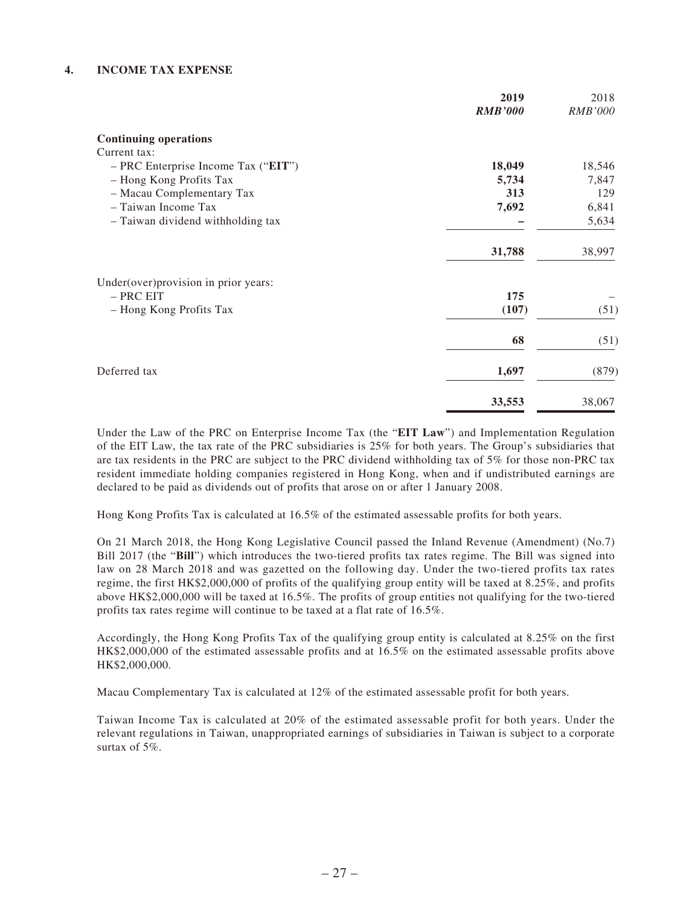## 4. INCOME TAX EXPENSE

| | **2019** | 2018 |
|---|---|---|
| | ***RMB'000*** | *RMB'000* |
| **Continuing operations** | | |
| Current tax: | | |
| – PRC Enterprise Income Tax ("**EIT**") | **18,049** | 18,546 |
| – Hong Kong Profits Tax | **5,734** | 7,847 |
| – Macau Complementary Tax | **313** | 129 |
| – Taiwan Income Tax | **7,692** | 6,841 |
| – Taiwan dividend withholding tax | **–** | 5,634 |
| | **31,788** | 38,997 |
| Under(over)provision in prior years: | | |
| – PRC EIT | **175** | – |
| – Hong Kong Profits Tax | **(107)** | (51) |
| | **68** | (51) |
| Deferred tax | **1,697** | (879) |
| | **33,553** | 38,067 |

Under the Law of the PRC on Enterprise Income Tax (the "**EIT Law**") and Implementation Regulation of the EIT Law, the tax rate of the PRC subsidiaries is 25% for both years. The Group's subsidiaries that are tax residents in the PRC are subject to the PRC dividend withholding tax of 5% for those non-PRC tax resident immediate holding companies registered in Hong Kong, when and if undistributed earnings are declared to be paid as dividends out of profits that arose on or after 1 January 2008.

Hong Kong Profits Tax is calculated at 16.5% of the estimated assessable profits for both years.

On 21 March 2018, the Hong Kong Legislative Council passed the Inland Revenue (Amendment) (No.7) Bill 2017 (the "**Bill**") which introduces the two-tiered profits tax rates regime. The Bill was signed into law on 28 March 2018 and was gazetted on the following day. Under the two-tiered profits tax rates regime, the first HK$2,000,000 of profits of the qualifying group entity will be taxed at 8.25%, and profits above HK$2,000,000 will be taxed at 16.5%. The profits of group entities not qualifying for the two-tiered profits tax rates regime will continue to be taxed at a flat rate of 16.5%.

Accordingly, the Hong Kong Profits Tax of the qualifying group entity is calculated at 8.25% on the first HK$2,000,000 of the estimated assessable profits and at 16.5% on the estimated assessable profits above HK$2,000,000.

Macau Complementary Tax is calculated at 12% of the estimated assessable profit for both years.

Taiwan Income Tax is calculated at 20% of the estimated assessable profit for both years. Under the relevant regulations in Taiwan, unappropriated earnings of subsidiaries in Taiwan is subject to a corporate surtax of 5%.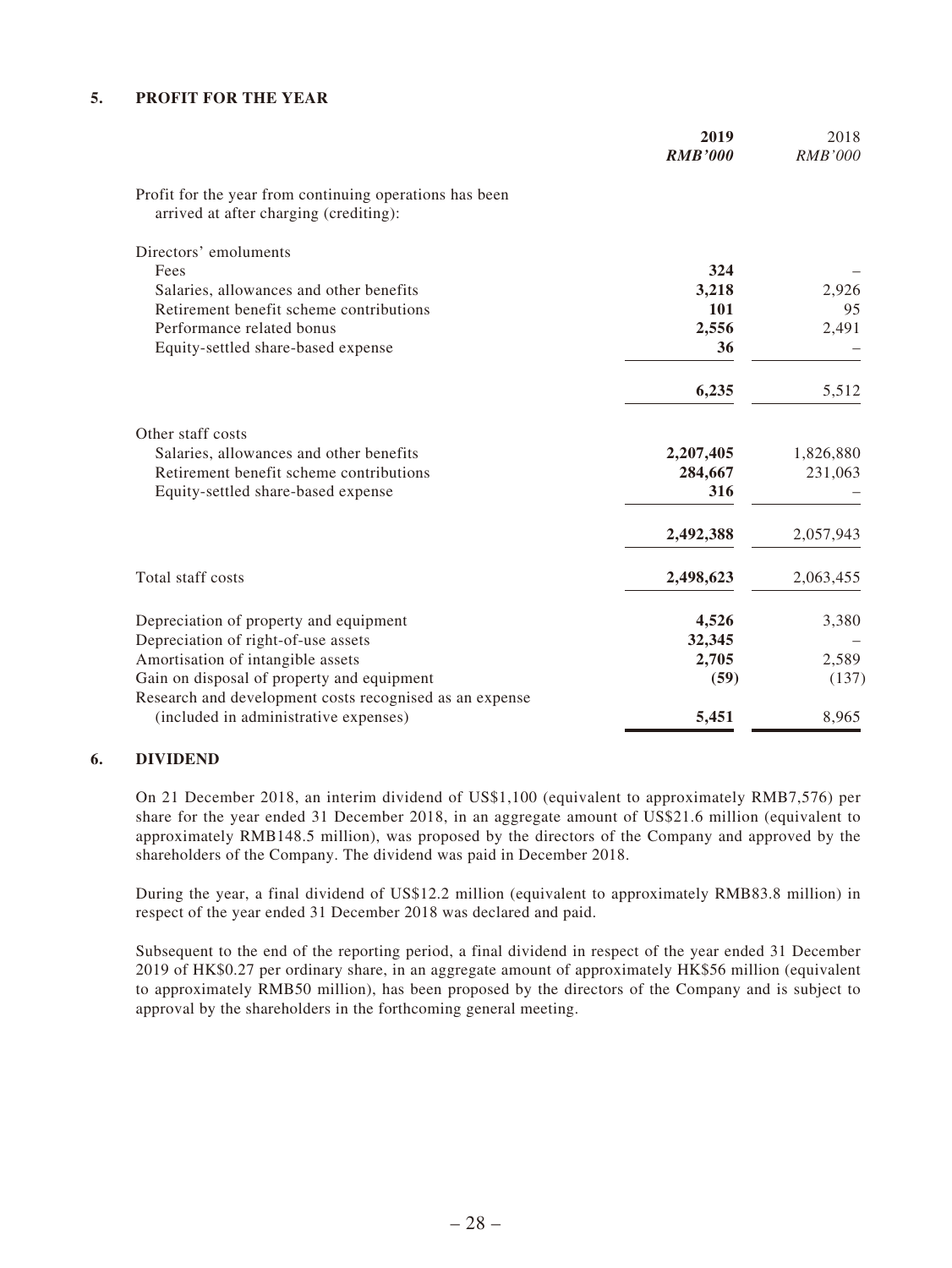## 5. PROFIT FOR THE YEAR

| | **2019** *RMB'000* | 2018 *RMB'000* |
|---|---|---|
| Profit for the year from continuing operations has been arrived at after charging (crediting): | | |
| Directors' emoluments | | |
| Fees | **324** | – |
| Salaries, allowances and other benefits | **3,218** | 2,926 |
| Retirement benefit scheme contributions | **101** | 95 |
| Performance related bonus | **2,556** | 2,491 |
| Equity-settled share-based expense | **36** | – |
| | **6,235** | 5,512 |
| Other staff costs | | |
| Salaries, allowances and other benefits | **2,207,405** | 1,826,880 |
| Retirement benefit scheme contributions | **284,667** | 231,063 |
| Equity-settled share-based expense | **316** | – |
| | **2,492,388** | 2,057,943 |
| Total staff costs | **2,498,623** | 2,063,455 |
| Depreciation of property and equipment | **4,526** | 3,380 |
| Depreciation of right-of-use assets | **32,345** | – |
| Amortisation of intangible assets | **2,705** | 2,589 |
| Gain on disposal of property and equipment | **(59)** | (137) |
| Research and development costs recognised as an expense (included in administrative expenses) | **5,451** | 8,965 |

## 6. DIVIDEND

On 21 December 2018, an interim dividend of US$1,100 (equivalent to approximately RMB7,576) per share for the year ended 31 December 2018, in an aggregate amount of US$21.6 million (equivalent to approximately RMB148.5 million), was proposed by the directors of the Company and approved by the shareholders of the Company. The dividend was paid in December 2018.

During the year, a final dividend of US$12.2 million (equivalent to approximately RMB83.8 million) in respect of the year ended 31 December 2018 was declared and paid.

Subsequent to the end of the reporting period, a final dividend in respect of the year ended 31 December 2019 of HK$0.27 per ordinary share, in an aggregate amount of approximately HK$56 million (equivalent to approximately RMB50 million), has been proposed by the directors of the Company and is subject to approval by the shareholders in the forthcoming general meeting.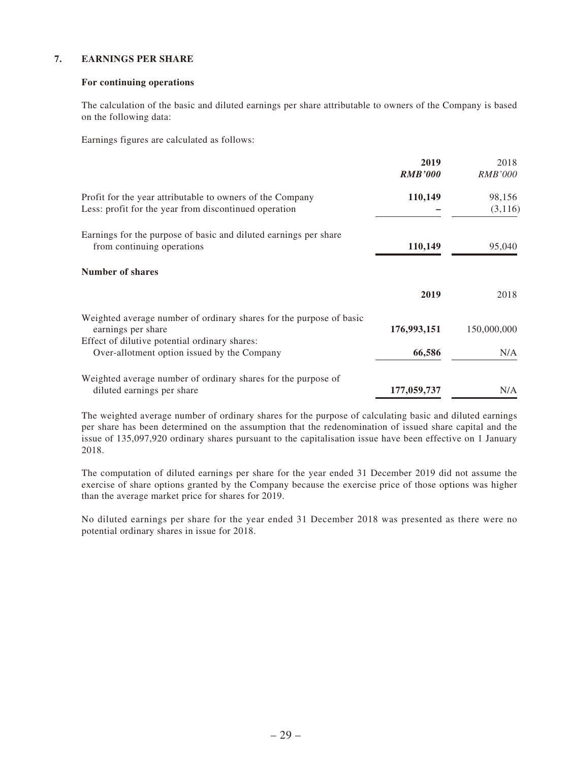### 7. EARNINGS PER SHARE

**For continuing operations**

The calculation of the basic and diluted earnings per share attributable to owners of the Company is based on the following data:

Earnings figures are calculated as follows:

| | **2019** | 2018 |
|---|---|---|
| | ***RMB'000*** | *RMB'000* |
| Profit for the year attributable to owners of the Company | **110,149** | 98,156 |
| Less: profit for the year from discontinued operation | **–** | (3,116) |
| Earnings for the purpose of basic and diluted earnings per share from continuing operations | **110,149** | 95,040 |

**Number of shares**

| | **2019** | 2018 |
|---|---|---|
| Weighted average number of ordinary shares for the purpose of basic earnings per share | **176,993,151** | 150,000,000 |
| Effect of dilutive potential ordinary shares: | | |
| Over-allotment option issued by the Company | **66,586** | N/A |
| Weighted average number of ordinary shares for the purpose of diluted earnings per share | **177,059,737** | N/A |

The weighted average number of ordinary shares for the purpose of calculating basic and diluted earnings per share has been determined on the assumption that the redenomination of issued share capital and the issue of 135,097,920 ordinary shares pursuant to the capitalisation issue have been effective on 1 January 2018.

The computation of diluted earnings per share for the year ended 31 December 2019 did not assume the exercise of share options granted by the Company because the exercise price of those options was higher than the average market price for shares for 2019.

No diluted earnings per share for the year ended 31 December 2018 was presented as there were no potential ordinary shares in issue for 2018.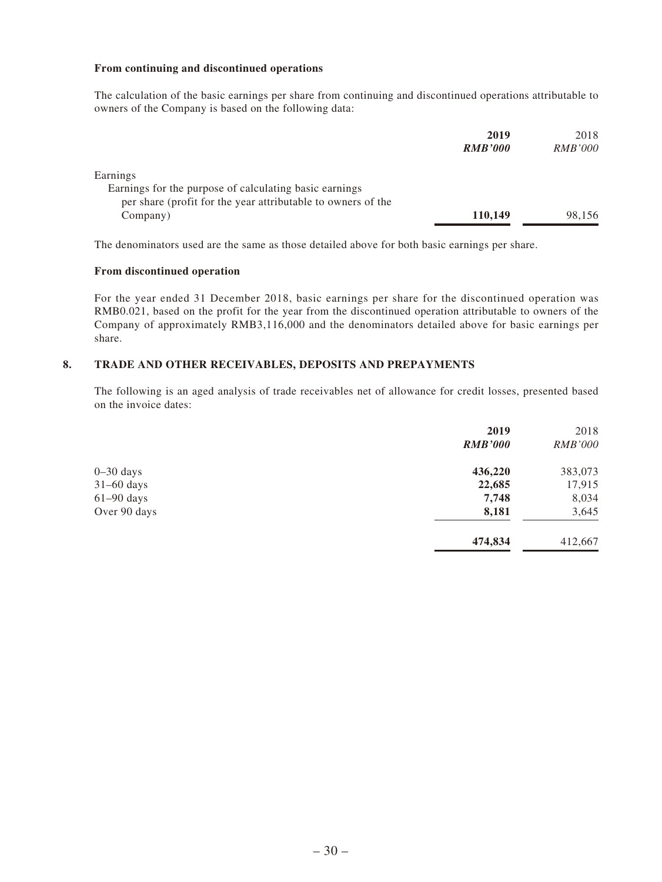**From continuing and discontinued operations**

The calculation of the basic earnings per share from continuing and discontinued operations attributable to owners of the Company is based on the following data:

| | **2019** | 2018 |
|---|---|---|
| | ***RMB'000*** | *RMB'000* |
| Earnings | | |
| Earnings for the purpose of calculating basic earnings per share (profit for the year attributable to owners of the Company) | **110,149** | 98,156 |

The denominators used are the same as those detailed above for both basic earnings per share.

**From discontinued operation**

For the year ended 31 December 2018, basic earnings per share for the discontinued operation was RMB0.021, based on the profit for the year from the discontinued operation attributable to owners of the Company of approximately RMB3,116,000 and the denominators detailed above for basic earnings per share.

## 8. TRADE AND OTHER RECEIVABLES, DEPOSITS AND PREPAYMENTS

The following is an aged analysis of trade receivables net of allowance for credit losses, presented based on the invoice dates:

| | **2019** | 2018 |
|---|---|---|
| | ***RMB'000*** | *RMB'000* |
| 0–30 days | **436,220** | 383,073 |
| 31–60 days | **22,685** | 17,915 |
| 61–90 days | **7,748** | 8,034 |
| Over 90 days | **8,181** | 3,645 |
| | **474,834** | 412,667 |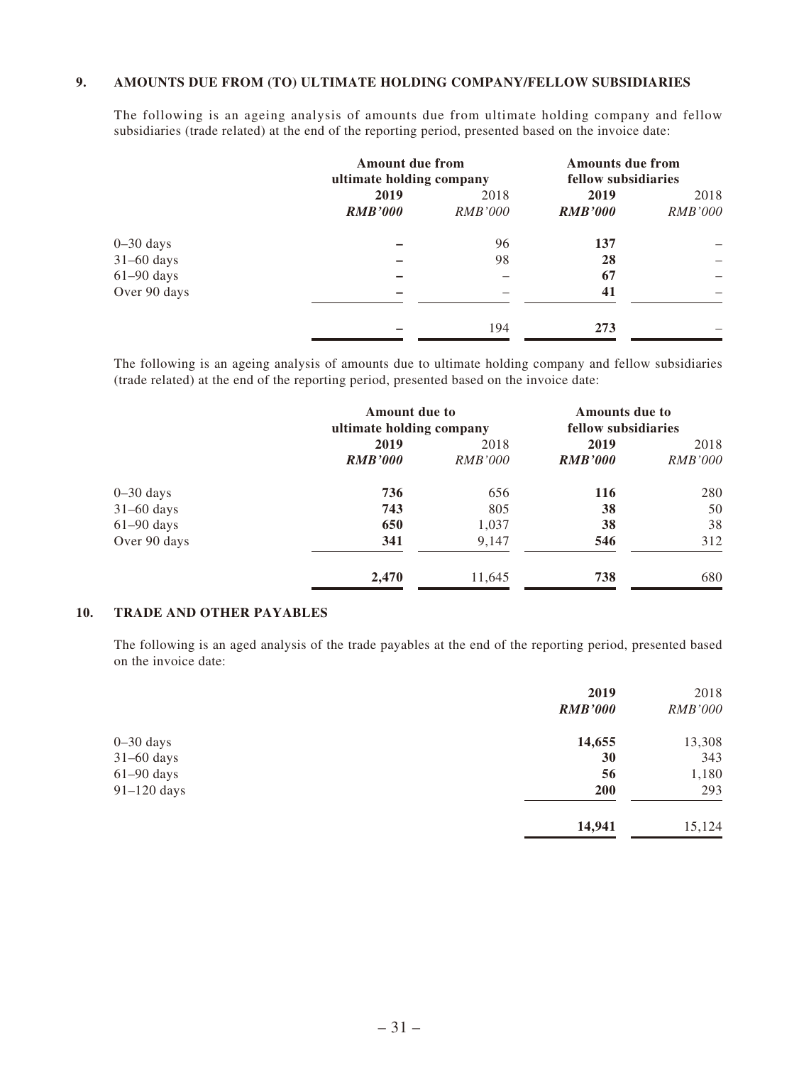## 9. AMOUNTS DUE FROM (TO) ULTIMATE HOLDING COMPANY/FELLOW SUBSIDIARIES

The following is an ageing analysis of amounts due from ultimate holding company and fellow subsidiaries (trade related) at the end of the reporting period, presented based on the invoice date:

| | **Amount due from ultimate holding company** | | **Amounts due from fellow subsidiaries** | |
|---|---|---|---|---|
| | **2019** | 2018 | **2019** | 2018 |
| | ***RMB'000*** | *RMB'000* | ***RMB'000*** | *RMB'000* |
| 0–30 days | **–** | 96 | **137** | – |
| 31–60 days | **–** | 98 | **28** | – |
| 61–90 days | **–** | – | **67** | – |
| Over 90 days | **–** | – | **41** | – |
| | **–** | 194 | **273** | – |

The following is an ageing analysis of amounts due to ultimate holding company and fellow subsidiaries (trade related) at the end of the reporting period, presented based on the invoice date:

| | **Amount due to ultimate holding company** | | **Amounts due to fellow subsidiaries** | |
|---|---|---|---|---|
| | **2019** | 2018 | **2019** | 2018 |
| | ***RMB'000*** | *RMB'000* | ***RMB'000*** | *RMB'000* |
| 0–30 days | **736** | 656 | **116** | 280 |
| 31–60 days | **743** | 805 | **38** | 50 |
| 61–90 days | **650** | 1,037 | **38** | 38 |
| Over 90 days | **341** | 9,147 | **546** | 312 |
| | **2,470** | 11,645 | **738** | 680 |

## 10. TRADE AND OTHER PAYABLES

The following is an aged analysis of the trade payables at the end of the reporting period, presented based on the invoice date:

| | **2019** | 2018 |
|---|---|---|
| | ***RMB'000*** | *RMB'000* |
| 0–30 days | **14,655** | 13,308 |
| 31–60 days | **30** | 343 |
| 61–90 days | **56** | 1,180 |
| 91–120 days | **200** | 293 |
| | **14,941** | 15,124 |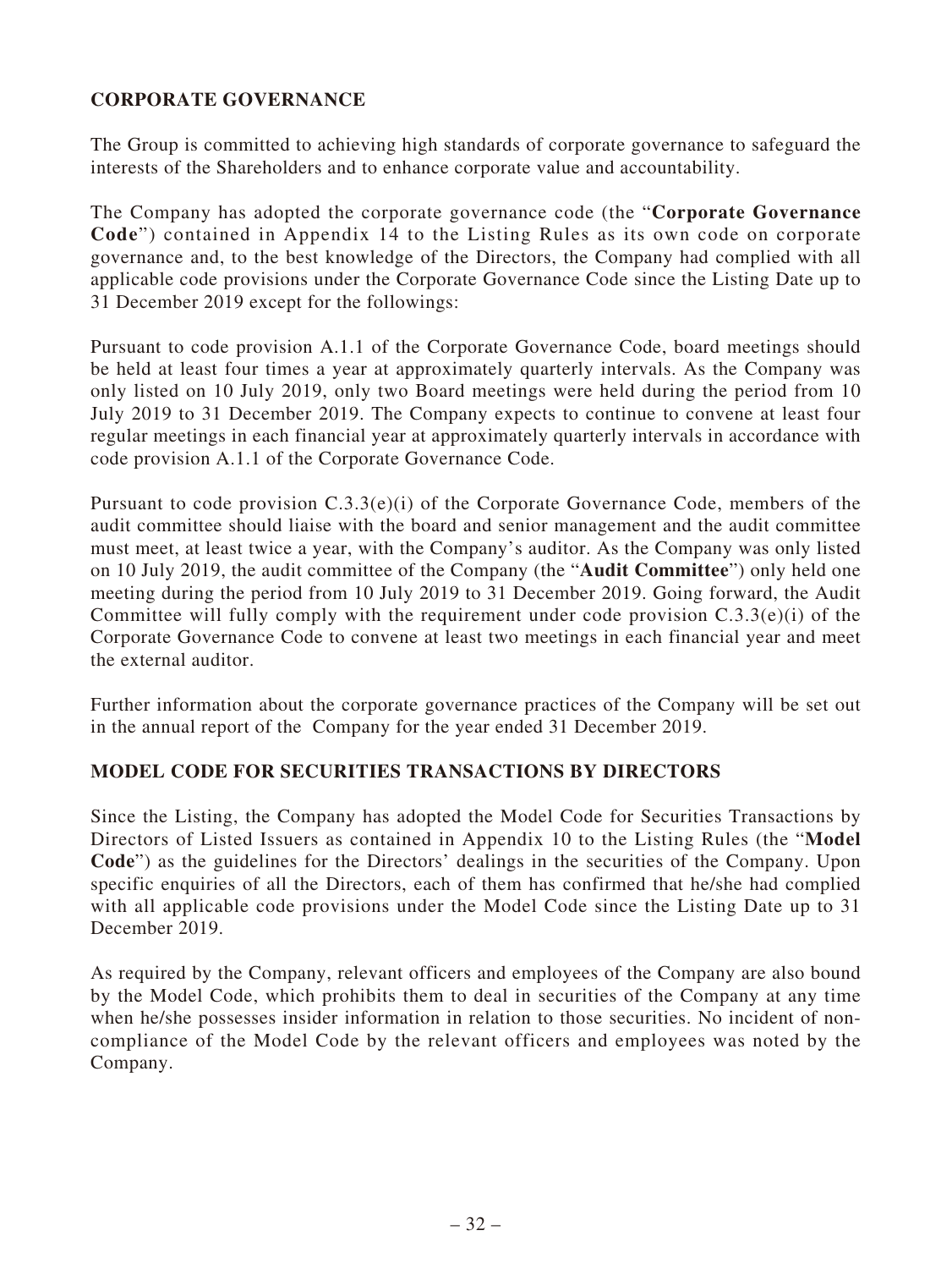## CORPORATE GOVERNANCE

The Group is committed to achieving high standards of corporate governance to safeguard the interests of the Shareholders and to enhance corporate value and accountability.

The Company has adopted the corporate governance code (the "**Corporate Governance Code**") contained in Appendix 14 to the Listing Rules as its own code on corporate governance and, to the best knowledge of the Directors, the Company had complied with all applicable code provisions under the Corporate Governance Code since the Listing Date up to 31 December 2019 except for the followings:

Pursuant to code provision A.1.1 of the Corporate Governance Code, board meetings should be held at least four times a year at approximately quarterly intervals. As the Company was only listed on 10 July 2019, only two Board meetings were held during the period from 10 July 2019 to 31 December 2019. The Company expects to continue to convene at least four regular meetings in each financial year at approximately quarterly intervals in accordance with code provision A.1.1 of the Corporate Governance Code.

Pursuant to code provision C.3.3(e)(i) of the Corporate Governance Code, members of the audit committee should liaise with the board and senior management and the audit committee must meet, at least twice a year, with the Company's auditor. As the Company was only listed on 10 July 2019, the audit committee of the Company (the "**Audit Committee**") only held one meeting during the period from 10 July 2019 to 31 December 2019. Going forward, the Audit Committee will fully comply with the requirement under code provision C.3.3(e)(i) of the Corporate Governance Code to convene at least two meetings in each financial year and meet the external auditor.

Further information about the corporate governance practices of the Company will be set out in the annual report of the Company for the year ended 31 December 2019.

## MODEL CODE FOR SECURITIES TRANSACTIONS BY DIRECTORS

Since the Listing, the Company has adopted the Model Code for Securities Transactions by Directors of Listed Issuers as contained in Appendix 10 to the Listing Rules (the "**Model Code**") as the guidelines for the Directors' dealings in the securities of the Company. Upon specific enquiries of all the Directors, each of them has confirmed that he/she had complied with all applicable code provisions under the Model Code since the Listing Date up to 31 December 2019.

As required by the Company, relevant officers and employees of the Company are also bound by the Model Code, which prohibits them to deal in securities of the Company at any time when he/she possesses insider information in relation to those securities. No incident of non-compliance of the Model Code by the relevant officers and employees was noted by the Company.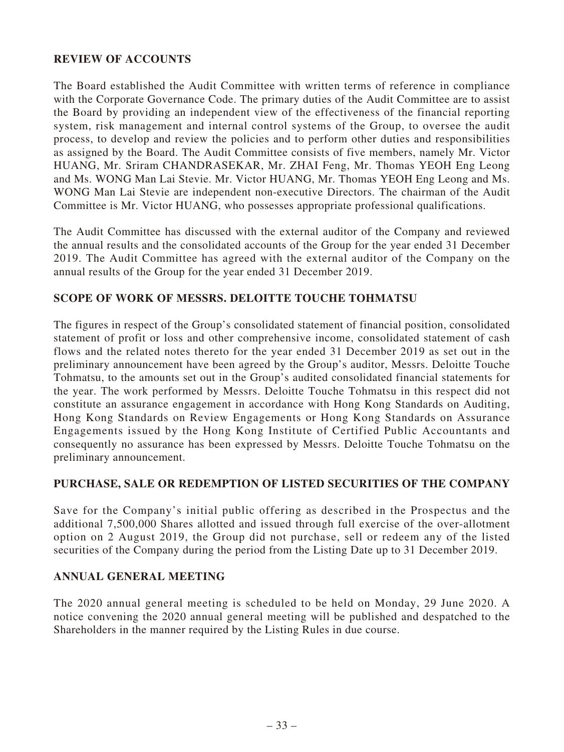## REVIEW OF ACCOUNTS

The Board established the Audit Committee with written terms of reference in compliance with the Corporate Governance Code. The primary duties of the Audit Committee are to assist the Board by providing an independent view of the effectiveness of the financial reporting system, risk management and internal control systems of the Group, to oversee the audit process, to develop and review the policies and to perform other duties and responsibilities as assigned by the Board. The Audit Committee consists of five members, namely Mr. Victor HUANG, Mr. Sriram CHANDRASEKAR, Mr. ZHAI Feng, Mr. Thomas YEOH Eng Leong and Ms. WONG Man Lai Stevie. Mr. Victor HUANG, Mr. Thomas YEOH Eng Leong and Ms. WONG Man Lai Stevie are independent non-executive Directors. The chairman of the Audit Committee is Mr. Victor HUANG, who possesses appropriate professional qualifications.

The Audit Committee has discussed with the external auditor of the Company and reviewed the annual results and the consolidated accounts of the Group for the year ended 31 December 2019. The Audit Committee has agreed with the external auditor of the Company on the annual results of the Group for the year ended 31 December 2019.

## SCOPE OF WORK OF MESSRS. DELOITTE TOUCHE TOHMATSU

The figures in respect of the Group's consolidated statement of financial position, consolidated statement of profit or loss and other comprehensive income, consolidated statement of cash flows and the related notes thereto for the year ended 31 December 2019 as set out in the preliminary announcement have been agreed by the Group's auditor, Messrs. Deloitte Touche Tohmatsu, to the amounts set out in the Group's audited consolidated financial statements for the year. The work performed by Messrs. Deloitte Touche Tohmatsu in this respect did not constitute an assurance engagement in accordance with Hong Kong Standards on Auditing, Hong Kong Standards on Review Engagements or Hong Kong Standards on Assurance Engagements issued by the Hong Kong Institute of Certified Public Accountants and consequently no assurance has been expressed by Messrs. Deloitte Touche Tohmatsu on the preliminary announcement.

## PURCHASE, SALE OR REDEMPTION OF LISTED SECURITIES OF THE COMPANY

Save for the Company's initial public offering as described in the Prospectus and the additional 7,500,000 Shares allotted and issued through full exercise of the over-allotment option on 2 August 2019, the Group did not purchase, sell or redeem any of the listed securities of the Company during the period from the Listing Date up to 31 December 2019.

## ANNUAL GENERAL MEETING

The 2020 annual general meeting is scheduled to be held on Monday, 29 June 2020. A notice convening the 2020 annual general meeting will be published and despatched to the Shareholders in the manner required by the Listing Rules in due course.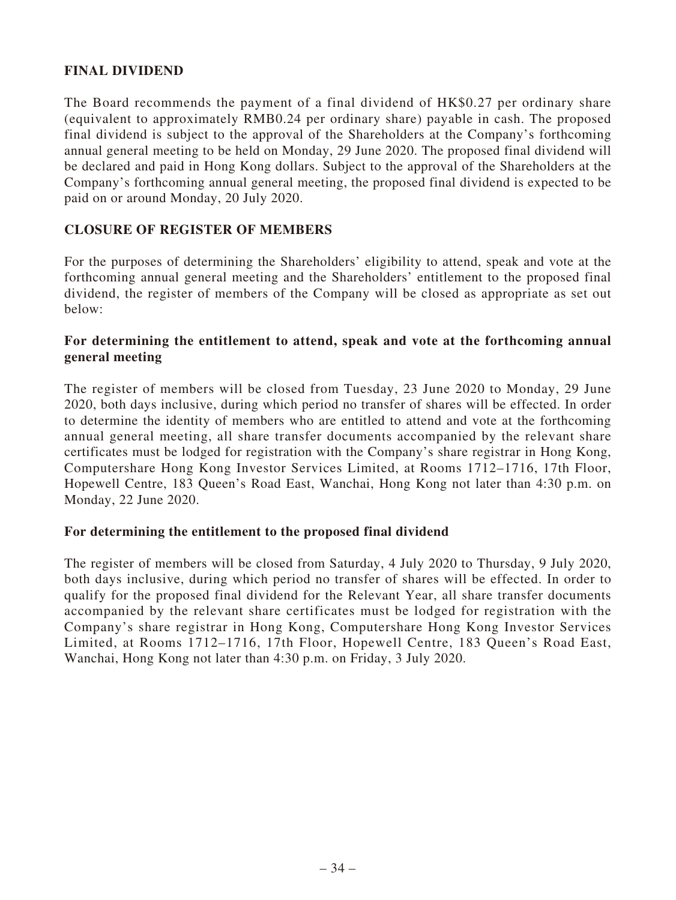## FINAL DIVIDEND

The Board recommends the payment of a final dividend of HK$0.27 per ordinary share (equivalent to approximately RMB0.24 per ordinary share) payable in cash. The proposed final dividend is subject to the approval of the Shareholders at the Company's forthcoming annual general meeting to be held on Monday, 29 June 2020. The proposed final dividend will be declared and paid in Hong Kong dollars. Subject to the approval of the Shareholders at the Company's forthcoming annual general meeting, the proposed final dividend is expected to be paid on or around Monday, 20 July 2020.

## CLOSURE OF REGISTER OF MEMBERS

For the purposes of determining the Shareholders' eligibility to attend, speak and vote at the forthcoming annual general meeting and the Shareholders' entitlement to the proposed final dividend, the register of members of the Company will be closed as appropriate as set out below:

### For determining the entitlement to attend, speak and vote at the forthcoming annual general meeting

The register of members will be closed from Tuesday, 23 June 2020 to Monday, 29 June 2020, both days inclusive, during which period no transfer of shares will be effected. In order to determine the identity of members who are entitled to attend and vote at the forthcoming annual general meeting, all share transfer documents accompanied by the relevant share certificates must be lodged for registration with the Company's share registrar in Hong Kong, Computershare Hong Kong Investor Services Limited, at Rooms 1712–1716, 17th Floor, Hopewell Centre, 183 Queen's Road East, Wanchai, Hong Kong not later than 4:30 p.m. on Monday, 22 June 2020.

### For determining the entitlement to the proposed final dividend

The register of members will be closed from Saturday, 4 July 2020 to Thursday, 9 July 2020, both days inclusive, during which period no transfer of shares will be effected. In order to qualify for the proposed final dividend for the Relevant Year, all share transfer documents accompanied by the relevant share certificates must be lodged for registration with the Company's share registrar in Hong Kong, Computershare Hong Kong Investor Services Limited, at Rooms 1712–1716, 17th Floor, Hopewell Centre, 183 Queen's Road East, Wanchai, Hong Kong not later than 4:30 p.m. on Friday, 3 July 2020.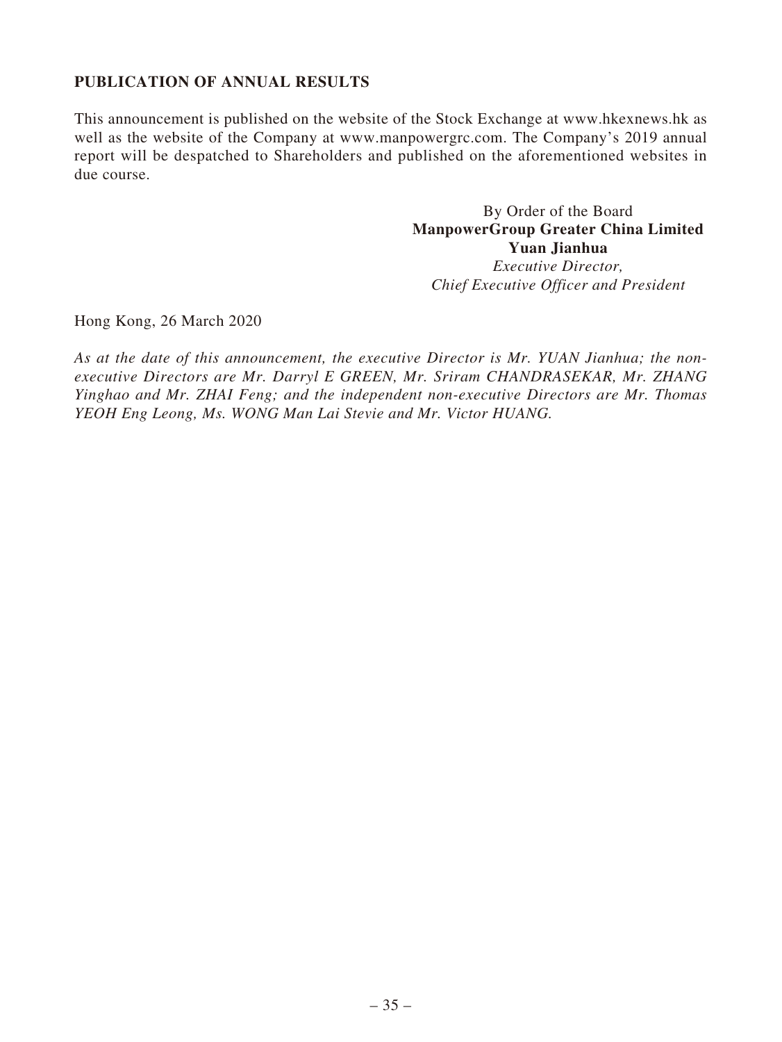## PUBLICATION OF ANNUAL RESULTS

This announcement is published on the website of the Stock Exchange at www.hkexnews.hk as well as the website of the Company at www.manpowergrc.com. The Company's 2019 annual report will be despatched to Shareholders and published on the aforementioned websites in due course.

By Order of the Board
**ManpowerGroup Greater China Limited**
**Yuan Jianhua**
*Executive Director,*
*Chief Executive Officer and President*

Hong Kong, 26 March 2020

*As at the date of this announcement, the executive Director is Mr. YUAN Jianhua; the non-executive Directors are Mr. Darryl E GREEN, Mr. Sriram CHANDRASEKAR, Mr. ZHANG Yinghao and Mr. ZHAI Feng; and the independent non-executive Directors are Mr. Thomas YEOH Eng Leong, Ms. WONG Man Lai Stevie and Mr. Victor HUANG.*